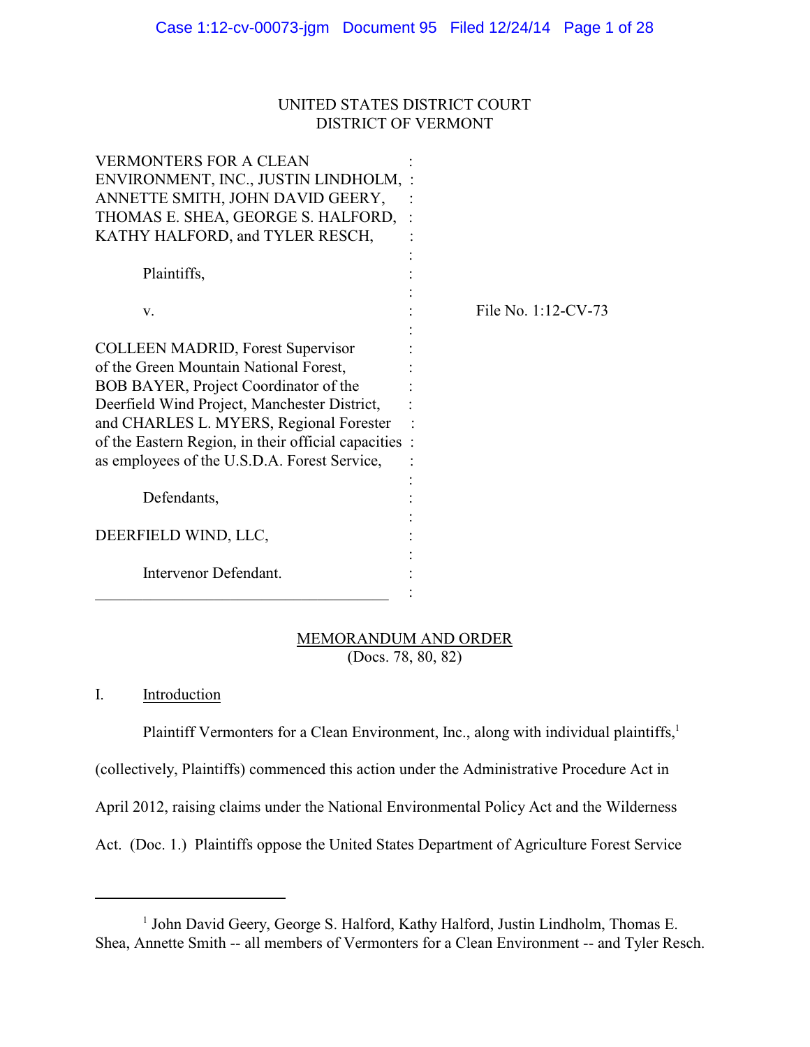UNITED STATES DISTRICT COURT
DISTRICT OF VERMONT

VERMONTERS FOR A CLEAN ENVIRONMENT, INC., JUSTIN LINDHOLM, ANNETTE SMITH, JOHN DAVID GEERY, THOMAS E. SHEA, GEORGE S. HALFORD, KATHY HALFORD, and TYLER RESCH,

Plaintiffs,

v.

File No. 1:12-CV-73

COLLEEN MADRID, Forest Supervisor of the Green Mountain National Forest, BOB BAYER, Project Coordinator of the Deerfield Wind Project, Manchester District, and CHARLES L. MYERS, Regional Forester of the Eastern Region, in their official capacities as employees of the U.S.D.A. Forest Service,

Defendants,

DEERFIELD WIND, LLC,

Intervenor Defendant.

MEMORANDUM AND ORDER
(Docs. 78, 80, 82)

## I. Introduction

Plaintiff Vermonters for a Clean Environment, Inc., along with individual plaintiffs,[1] (collectively, Plaintiffs) commenced this action under the Administrative Procedure Act in April 2012, raising claims under the National Environmental Policy Act and the Wilderness Act. (Doc. 1.) Plaintiffs oppose the United States Department of Agriculture Forest Service

[1] John David Geery, George S. Halford, Kathy Halford, Justin Lindholm, Thomas E. Shea, Annette Smith -- all members of Vermonters for a Clean Environment -- and Tyler Resch.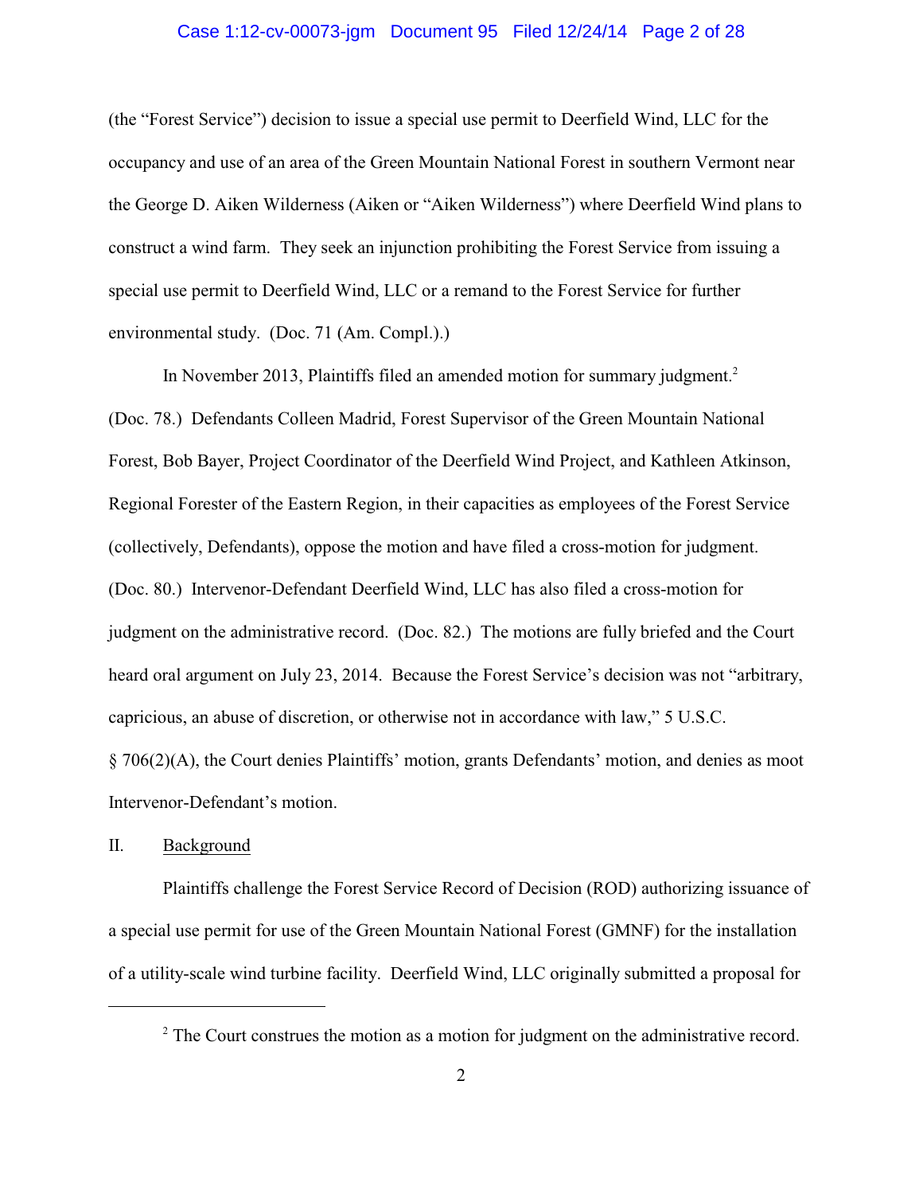(the "Forest Service") decision to issue a special use permit to Deerfield Wind, LLC for the occupancy and use of an area of the Green Mountain National Forest in southern Vermont near the George D. Aiken Wilderness (Aiken or "Aiken Wilderness") where Deerfield Wind plans to construct a wind farm. They seek an injunction prohibiting the Forest Service from issuing a special use permit to Deerfield Wind, LLC or a remand to the Forest Service for further environmental study. (Doc. 71 (Am. Compl.).)

In November 2013, Plaintiffs filed an amended motion for summary judgment.[2] (Doc. 78.) Defendants Colleen Madrid, Forest Supervisor of the Green Mountain National Forest, Bob Bayer, Project Coordinator of the Deerfield Wind Project, and Kathleen Atkinson, Regional Forester of the Eastern Region, in their capacities as employees of the Forest Service (collectively, Defendants), oppose the motion and have filed a cross-motion for judgment. (Doc. 80.) Intervenor-Defendant Deerfield Wind, LLC has also filed a cross-motion for judgment on the administrative record. (Doc. 82.) The motions are fully briefed and the Court heard oral argument on July 23, 2014. Because the Forest Service's decision was not "arbitrary, capricious, an abuse of discretion, or otherwise not in accordance with law," 5 U.S.C. § 706(2)(A), the Court denies Plaintiffs' motion, grants Defendants' motion, and denies as moot Intervenor-Defendant's motion.

## II. Background

Plaintiffs challenge the Forest Service Record of Decision (ROD) authorizing issuance of a special use permit for use of the Green Mountain National Forest (GMNF) for the installation of a utility-scale wind turbine facility. Deerfield Wind, LLC originally submitted a proposal for

---

[2] The Court construes the motion as a motion for judgment on the administrative record.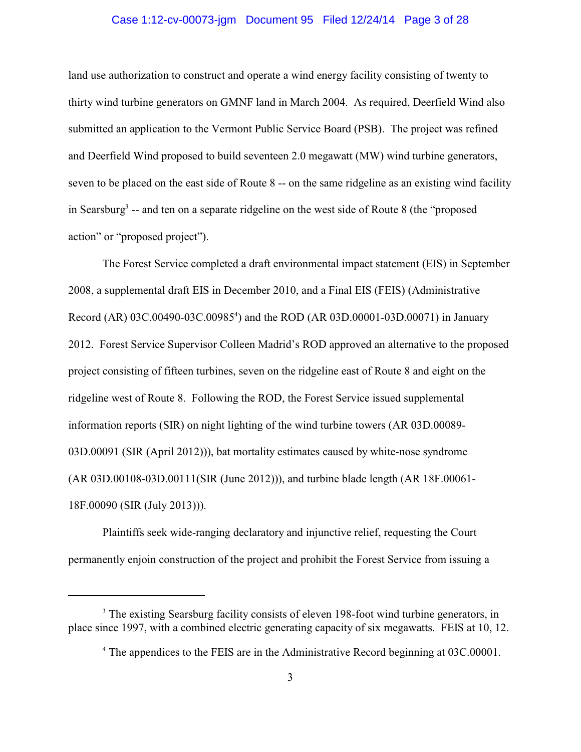land use authorization to construct and operate a wind energy facility consisting of twenty to thirty wind turbine generators on GMNF land in March 2004. As required, Deerfield Wind also submitted an application to the Vermont Public Service Board (PSB). The project was refined and Deerfield Wind proposed to build seventeen 2.0 megawatt (MW) wind turbine generators, seven to be placed on the east side of Route 8 -- on the same ridgeline as an existing wind facility in Searsburg[3] -- and ten on a separate ridgeline on the west side of Route 8 (the "proposed action" or "proposed project").

The Forest Service completed a draft environmental impact statement (EIS) in September 2008, a supplemental draft EIS in December 2010, and a Final EIS (FEIS) (Administrative Record (AR) 03C.00490-03C.00985[4]) and the ROD (AR 03D.00001-03D.00071) in January 2012. Forest Service Supervisor Colleen Madrid's ROD approved an alternative to the proposed project consisting of fifteen turbines, seven on the ridgeline east of Route 8 and eight on the ridgeline west of Route 8. Following the ROD, the Forest Service issued supplemental information reports (SIR) on night lighting of the wind turbine towers (AR 03D.00089-03D.00091 (SIR (April 2012))), bat mortality estimates caused by white-nose syndrome (AR 03D.00108-03D.00111(SIR (June 2012))), and turbine blade length (AR 18F.00061-18F.00090 (SIR (July 2013))).

Plaintiffs seek wide-ranging declaratory and injunctive relief, requesting the Court permanently enjoin construction of the project and prohibit the Forest Service from issuing a

---

[3] The existing Searsburg facility consists of eleven 198-foot wind turbine generators, in place since 1997, with a combined electric generating capacity of six megawatts. FEIS at 10, 12.

[4] The appendices to the FEIS are in the Administrative Record beginning at 03C.00001.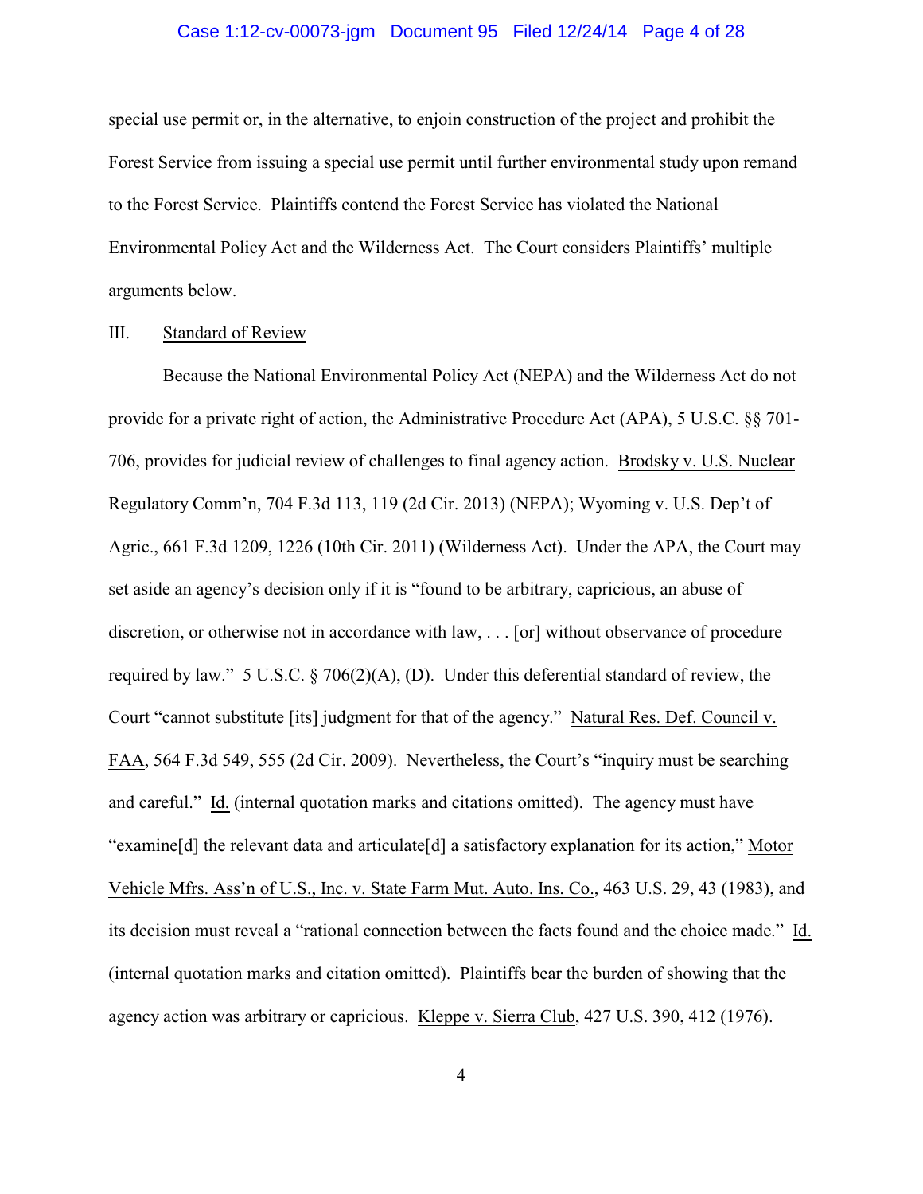special use permit or, in the alternative, to enjoin construction of the project and prohibit the Forest Service from issuing a special use permit until further environmental study upon remand to the Forest Service. Plaintiffs contend the Forest Service has violated the National Environmental Policy Act and the Wilderness Act. The Court considers Plaintiffs' multiple arguments below.

## III. Standard of Review

Because the National Environmental Policy Act (NEPA) and the Wilderness Act do not provide for a private right of action, the Administrative Procedure Act (APA), 5 U.S.C. §§ 701-706, provides for judicial review of challenges to final agency action. Brodsky v. U.S. Nuclear Regulatory Comm'n, 704 F.3d 113, 119 (2d Cir. 2013) (NEPA); Wyoming v. U.S. Dep't of Agric., 661 F.3d 1209, 1226 (10th Cir. 2011) (Wilderness Act). Under the APA, the Court may set aside an agency's decision only if it is "found to be arbitrary, capricious, an abuse of discretion, or otherwise not in accordance with law, . . . [or] without observance of procedure required by law." 5 U.S.C. § 706(2)(A), (D). Under this deferential standard of review, the Court "cannot substitute [its] judgment for that of the agency." Natural Res. Def. Council v. FAA, 564 F.3d 549, 555 (2d Cir. 2009). Nevertheless, the Court's "inquiry must be searching and careful." Id. (internal quotation marks and citations omitted). The agency must have "examine[d] the relevant data and articulate[d] a satisfactory explanation for its action," Motor Vehicle Mfrs. Ass'n of U.S., Inc. v. State Farm Mut. Auto. Ins. Co., 463 U.S. 29, 43 (1983), and its decision must reveal a "rational connection between the facts found and the choice made." Id. (internal quotation marks and citation omitted). Plaintiffs bear the burden of showing that the agency action was arbitrary or capricious. Kleppe v. Sierra Club, 427 U.S. 390, 412 (1976).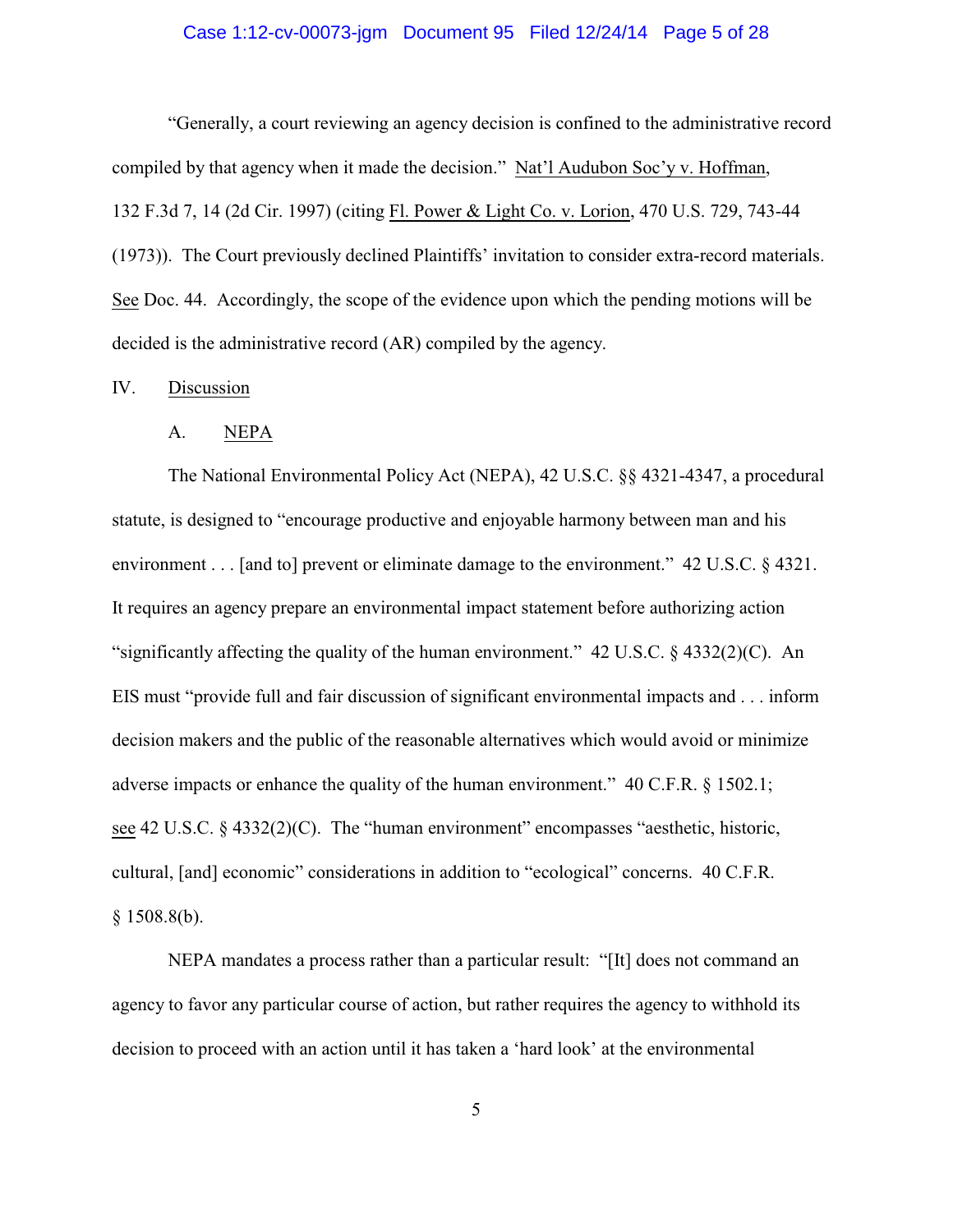"Generally, a court reviewing an agency decision is confined to the administrative record compiled by that agency when it made the decision." Nat'l Audubon Soc'y v. Hoffman, 132 F.3d 7, 14 (2d Cir. 1997) (citing Fl. Power & Light Co. v. Lorion, 470 U.S. 729, 743-44 (1973)). The Court previously declined Plaintiffs' invitation to consider extra-record materials. See Doc. 44. Accordingly, the scope of the evidence upon which the pending motions will be decided is the administrative record (AR) compiled by the agency.

## IV. Discussion

### A. NEPA

The National Environmental Policy Act (NEPA), 42 U.S.C. §§ 4321-4347, a procedural statute, is designed to "encourage productive and enjoyable harmony between man and his environment . . . [and to] prevent or eliminate damage to the environment." 42 U.S.C. § 4321. It requires an agency prepare an environmental impact statement before authorizing action "significantly affecting the quality of the human environment." 42 U.S.C. § 4332(2)(C). An EIS must "provide full and fair discussion of significant environmental impacts and . . . inform decision makers and the public of the reasonable alternatives which would avoid or minimize adverse impacts or enhance the quality of the human environment." 40 C.F.R. § 1502.1; see 42 U.S.C. § 4332(2)(C). The "human environment" encompasses "aesthetic, historic, cultural, [and] economic" considerations in addition to "ecological" concerns. 40 C.F.R. § 1508.8(b).

NEPA mandates a process rather than a particular result: "[It] does not command an agency to favor any particular course of action, but rather requires the agency to withhold its decision to proceed with an action until it has taken a 'hard look' at the environmental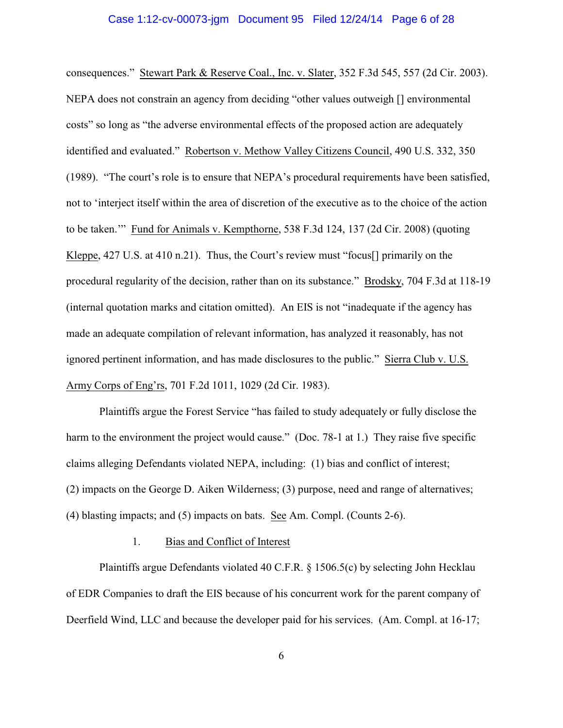consequences." Stewart Park & Reserve Coal., Inc. v. Slater, 352 F.3d 545, 557 (2d Cir. 2003). NEPA does not constrain an agency from deciding "other values outweigh [] environmental costs" so long as "the adverse environmental effects of the proposed action are adequately identified and evaluated." Robertson v. Methow Valley Citizens Council, 490 U.S. 332, 350 (1989). "The court's role is to ensure that NEPA's procedural requirements have been satisfied, not to 'interject itself within the area of discretion of the executive as to the choice of the action to be taken.'" Fund for Animals v. Kempthorne, 538 F.3d 124, 137 (2d Cir. 2008) (quoting Kleppe, 427 U.S. at 410 n.21). Thus, the Court's review must "focus[] primarily on the procedural regularity of the decision, rather than on its substance." Brodsky, 704 F.3d at 118-19 (internal quotation marks and citation omitted). An EIS is not "inadequate if the agency has made an adequate compilation of relevant information, has analyzed it reasonably, has not ignored pertinent information, and has made disclosures to the public." Sierra Club v. U.S. Army Corps of Eng'rs, 701 F.2d 1011, 1029 (2d Cir. 1983).

Plaintiffs argue the Forest Service "has failed to study adequately or fully disclose the harm to the environment the project would cause." (Doc. 78-1 at 1.) They raise five specific claims alleging Defendants violated NEPA, including: (1) bias and conflict of interest; (2) impacts on the George D. Aiken Wilderness; (3) purpose, need and range of alternatives; (4) blasting impacts; and (5) impacts on bats. See Am. Compl. (Counts 2-6).

1. Bias and Conflict of Interest

Plaintiffs argue Defendants violated 40 C.F.R. § 1506.5(c) by selecting John Hecklau of EDR Companies to draft the EIS because of his concurrent work for the parent company of Deerfield Wind, LLC and because the developer paid for his services. (Am. Compl. at 16-17;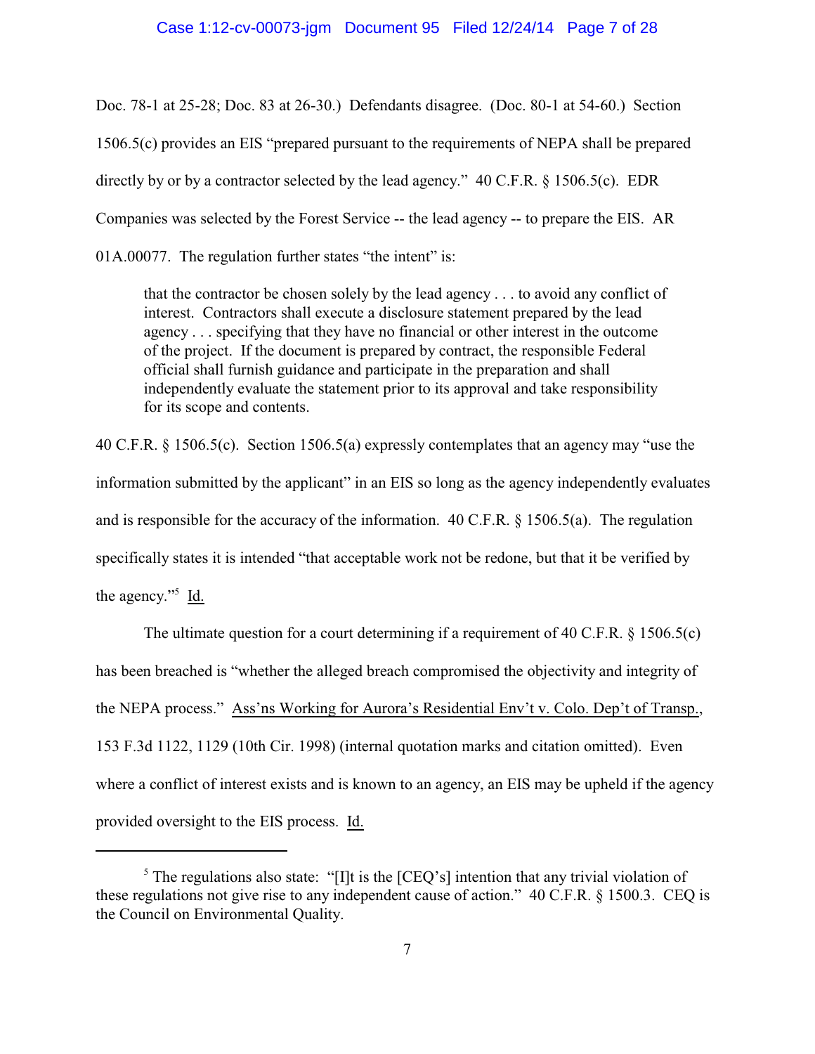Doc. 78-1 at 25-28; Doc. 83 at 26-30.) Defendants disagree. (Doc. 80-1 at 54-60.) Section 1506.5(c) provides an EIS "prepared pursuant to the requirements of NEPA shall be prepared directly by or by a contractor selected by the lead agency." 40 C.F.R. § 1506.5(c). EDR Companies was selected by the Forest Service -- the lead agency -- to prepare the EIS. AR 01A.00077. The regulation further states "the intent" is:

> that the contractor be chosen solely by the lead agency . . . to avoid any conflict of interest. Contractors shall execute a disclosure statement prepared by the lead agency . . . specifying that they have no financial or other interest in the outcome of the project. If the document is prepared by contract, the responsible Federal official shall furnish guidance and participate in the preparation and shall independently evaluate the statement prior to its approval and take responsibility for its scope and contents.

40 C.F.R. § 1506.5(c). Section 1506.5(a) expressly contemplates that an agency may "use the information submitted by the applicant" in an EIS so long as the agency independently evaluates and is responsible for the accuracy of the information. 40 C.F.R. § 1506.5(a). The regulation specifically states it is intended "that acceptable work not be redone, but that it be verified by the agency."[5] Id.

The ultimate question for a court determining if a requirement of 40 C.F.R. § 1506.5(c) has been breached is "whether the alleged breach compromised the objectivity and integrity of the NEPA process." Ass'ns Working for Aurora's Residential Env't v. Colo. Dep't of Transp., 153 F.3d 1122, 1129 (10th Cir. 1998) (internal quotation marks and citation omitted). Even where a conflict of interest exists and is known to an agency, an EIS may be upheld if the agency provided oversight to the EIS process. Id.

---

[5] The regulations also state: "[I]t is the [CEQ's] intention that any trivial violation of these regulations not give rise to any independent cause of action." 40 C.F.R. § 1500.3. CEQ is the Council on Environmental Quality.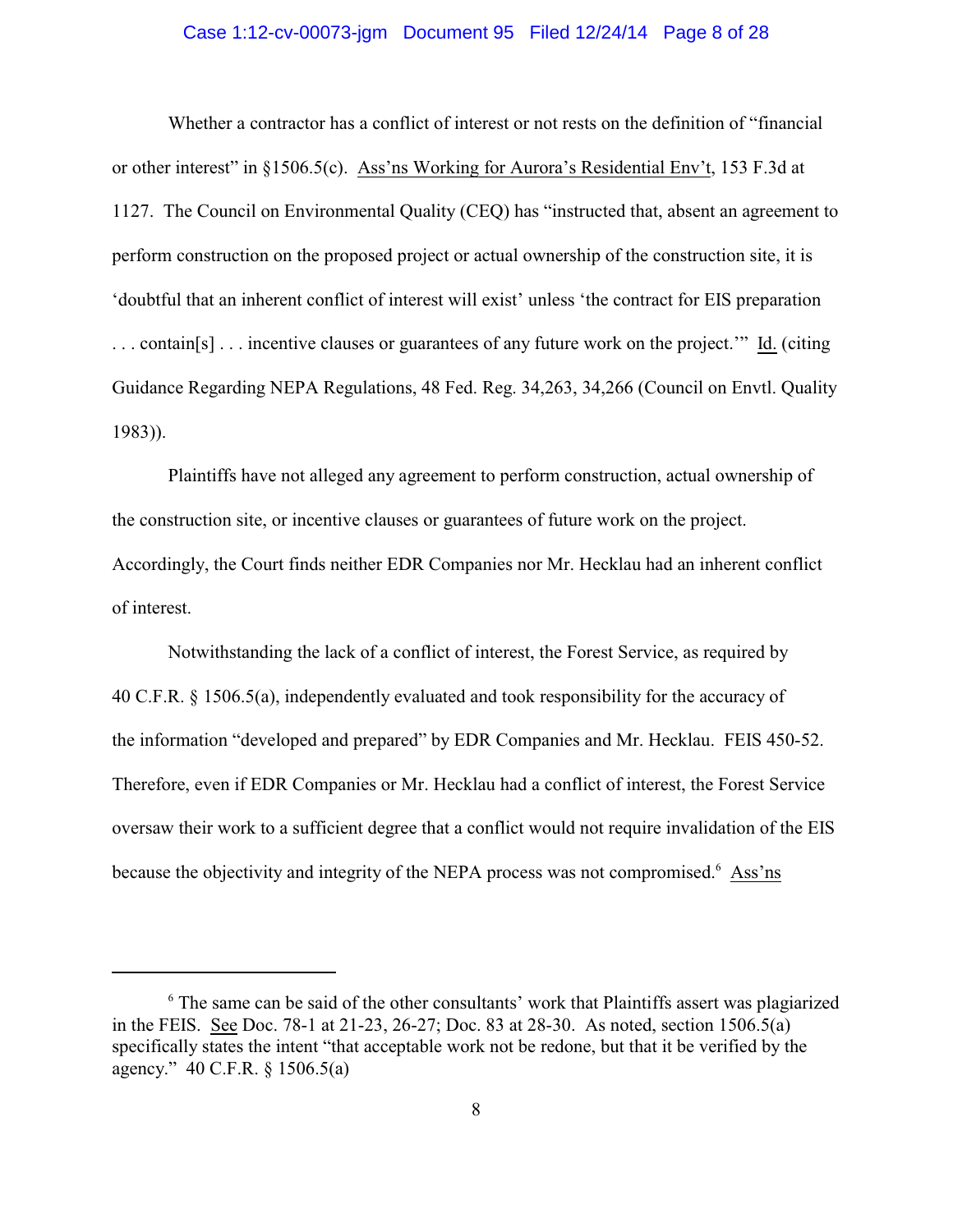Whether a contractor has a conflict of interest or not rests on the definition of "financial or other interest" in §1506.5(c). Ass'ns Working for Aurora's Residential Env't, 153 F.3d at 1127. The Council on Environmental Quality (CEQ) has "instructed that, absent an agreement to perform construction on the proposed project or actual ownership of the construction site, it is 'doubtful that an inherent conflict of interest will exist' unless 'the contract for EIS preparation . . . contain[s] . . . incentive clauses or guarantees of any future work on the project.'" Id. (citing Guidance Regarding NEPA Regulations, 48 Fed. Reg. 34,263, 34,266 (Council on Envtl. Quality 1983)).

Plaintiffs have not alleged any agreement to perform construction, actual ownership of the construction site, or incentive clauses or guarantees of future work on the project. Accordingly, the Court finds neither EDR Companies nor Mr. Hecklau had an inherent conflict of interest.

Notwithstanding the lack of a conflict of interest, the Forest Service, as required by 40 C.F.R. § 1506.5(a), independently evaluated and took responsibility for the accuracy of the information "developed and prepared" by EDR Companies and Mr. Hecklau. FEIS 450-52. Therefore, even if EDR Companies or Mr. Hecklau had a conflict of interest, the Forest Service oversaw their work to a sufficient degree that a conflict would not require invalidation of the EIS because the objectivity and integrity of the NEPA process was not compromised.[6] Ass'ns

[6] The same can be said of the other consultants' work that Plaintiffs assert was plagiarized in the FEIS. See Doc. 78-1 at 21-23, 26-27; Doc. 83 at 28-30. As noted, section 1506.5(a) specifically states the intent "that acceptable work not be redone, but that it be verified by the agency." 40 C.F.R. § 1506.5(a)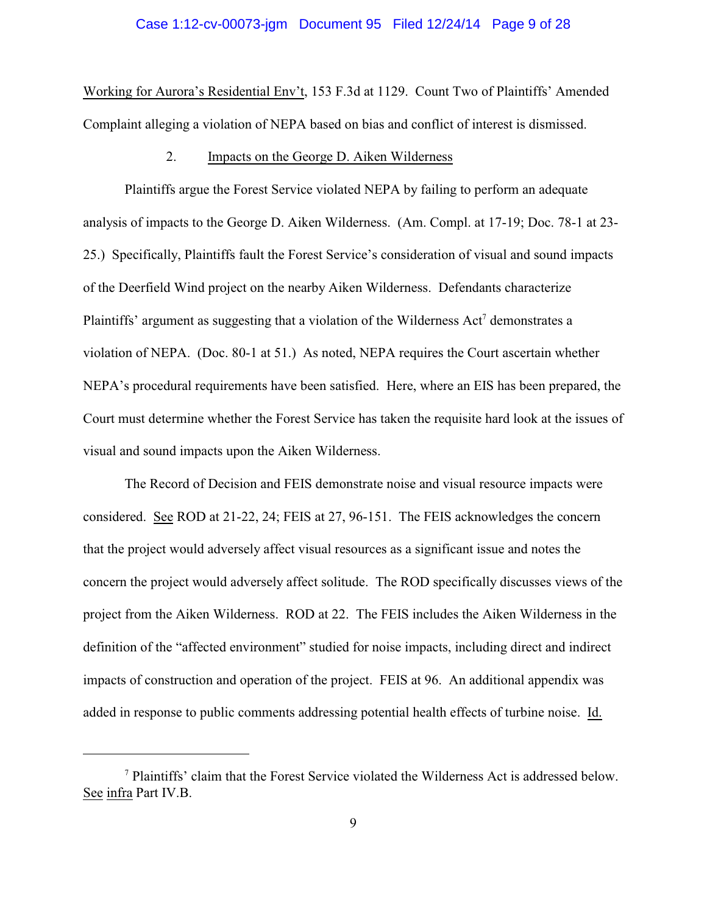Working for Aurora's Residential Env't, 153 F.3d at 1129. Count Two of Plaintiffs' Amended Complaint alleging a violation of NEPA based on bias and conflict of interest is dismissed.

2. Impacts on the George D. Aiken Wilderness

Plaintiffs argue the Forest Service violated NEPA by failing to perform an adequate analysis of impacts to the George D. Aiken Wilderness. (Am. Compl. at 17-19; Doc. 78-1 at 23-25.) Specifically, Plaintiffs fault the Forest Service's consideration of visual and sound impacts of the Deerfield Wind project on the nearby Aiken Wilderness. Defendants characterize Plaintiffs' argument as suggesting that a violation of the Wilderness Act[7] demonstrates a violation of NEPA. (Doc. 80-1 at 51.) As noted, NEPA requires the Court ascertain whether NEPA's procedural requirements have been satisfied. Here, where an EIS has been prepared, the Court must determine whether the Forest Service has taken the requisite hard look at the issues of visual and sound impacts upon the Aiken Wilderness.

The Record of Decision and FEIS demonstrate noise and visual resource impacts were considered. See ROD at 21-22, 24; FEIS at 27, 96-151. The FEIS acknowledges the concern that the project would adversely affect visual resources as a significant issue and notes the concern the project would adversely affect solitude. The ROD specifically discusses views of the project from the Aiken Wilderness. ROD at 22. The FEIS includes the Aiken Wilderness in the definition of the "affected environment" studied for noise impacts, including direct and indirect impacts of construction and operation of the project. FEIS at 96. An additional appendix was added in response to public comments addressing potential health effects of turbine noise. Id.

---

[7] Plaintiffs' claim that the Forest Service violated the Wilderness Act is addressed below. See infra Part IV.B.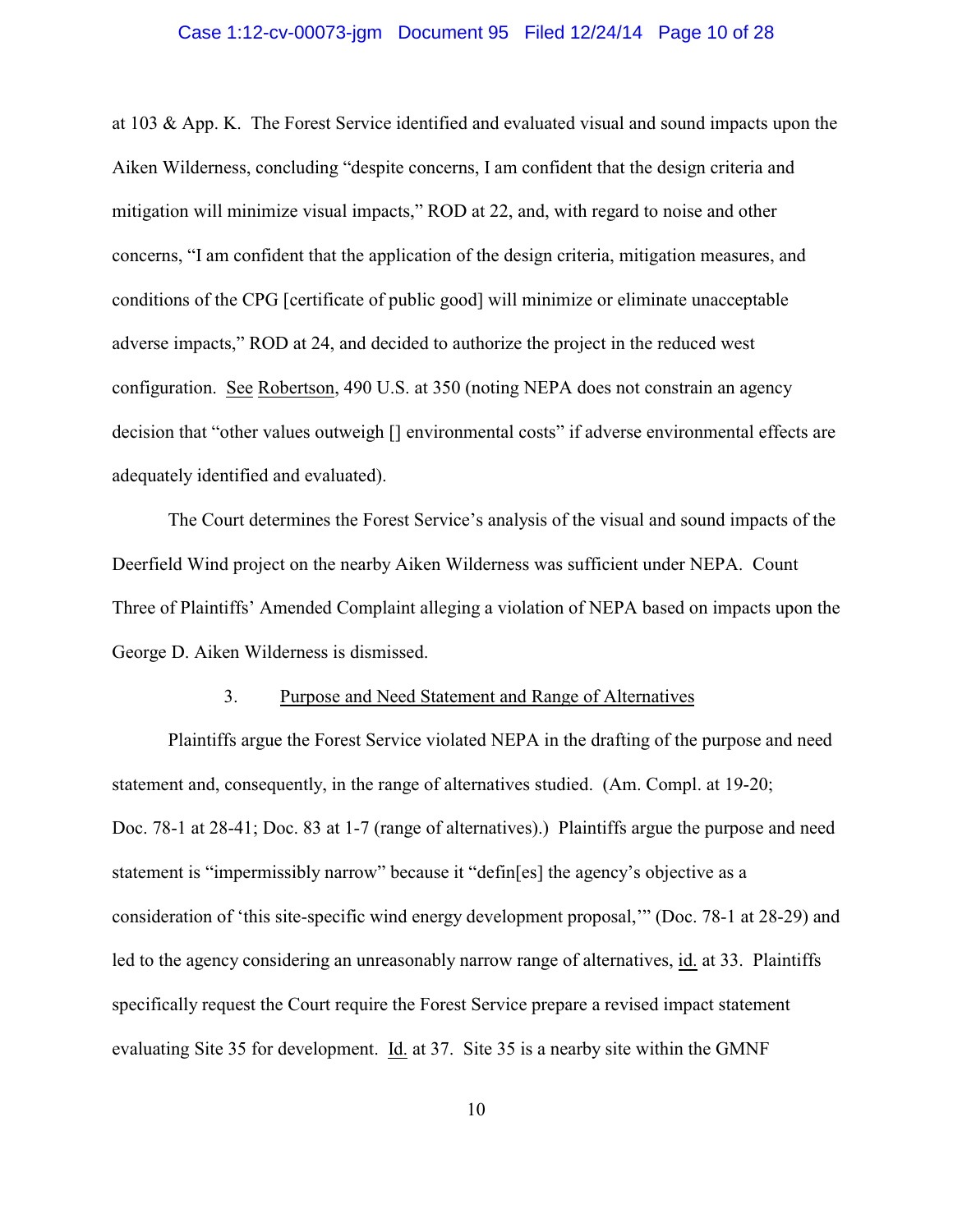at 103 & App. K. The Forest Service identified and evaluated visual and sound impacts upon the Aiken Wilderness, concluding "despite concerns, I am confident that the design criteria and mitigation will minimize visual impacts," ROD at 22, and, with regard to noise and other concerns, "I am confident that the application of the design criteria, mitigation measures, and conditions of the CPG [certificate of public good] will minimize or eliminate unacceptable adverse impacts," ROD at 24, and decided to authorize the project in the reduced west configuration. See Robertson, 490 U.S. at 350 (noting NEPA does not constrain an agency decision that "other values outweigh [] environmental costs" if adverse environmental effects are adequately identified and evaluated).

The Court determines the Forest Service's analysis of the visual and sound impacts of the Deerfield Wind project on the nearby Aiken Wilderness was sufficient under NEPA. Count Three of Plaintiffs' Amended Complaint alleging a violation of NEPA based on impacts upon the George D. Aiken Wilderness is dismissed.

### 3. Purpose and Need Statement and Range of Alternatives

Plaintiffs argue the Forest Service violated NEPA in the drafting of the purpose and need statement and, consequently, in the range of alternatives studied. (Am. Compl. at 19-20; Doc. 78-1 at 28-41; Doc. 83 at 1-7 (range of alternatives).) Plaintiffs argue the purpose and need statement is "impermissibly narrow" because it "defin[es] the agency's objective as a consideration of 'this site-specific wind energy development proposal,'" (Doc. 78-1 at 28-29) and led to the agency considering an unreasonably narrow range of alternatives, id. at 33. Plaintiffs specifically request the Court require the Forest Service prepare a revised impact statement evaluating Site 35 for development. Id. at 37. Site 35 is a nearby site within the GMNF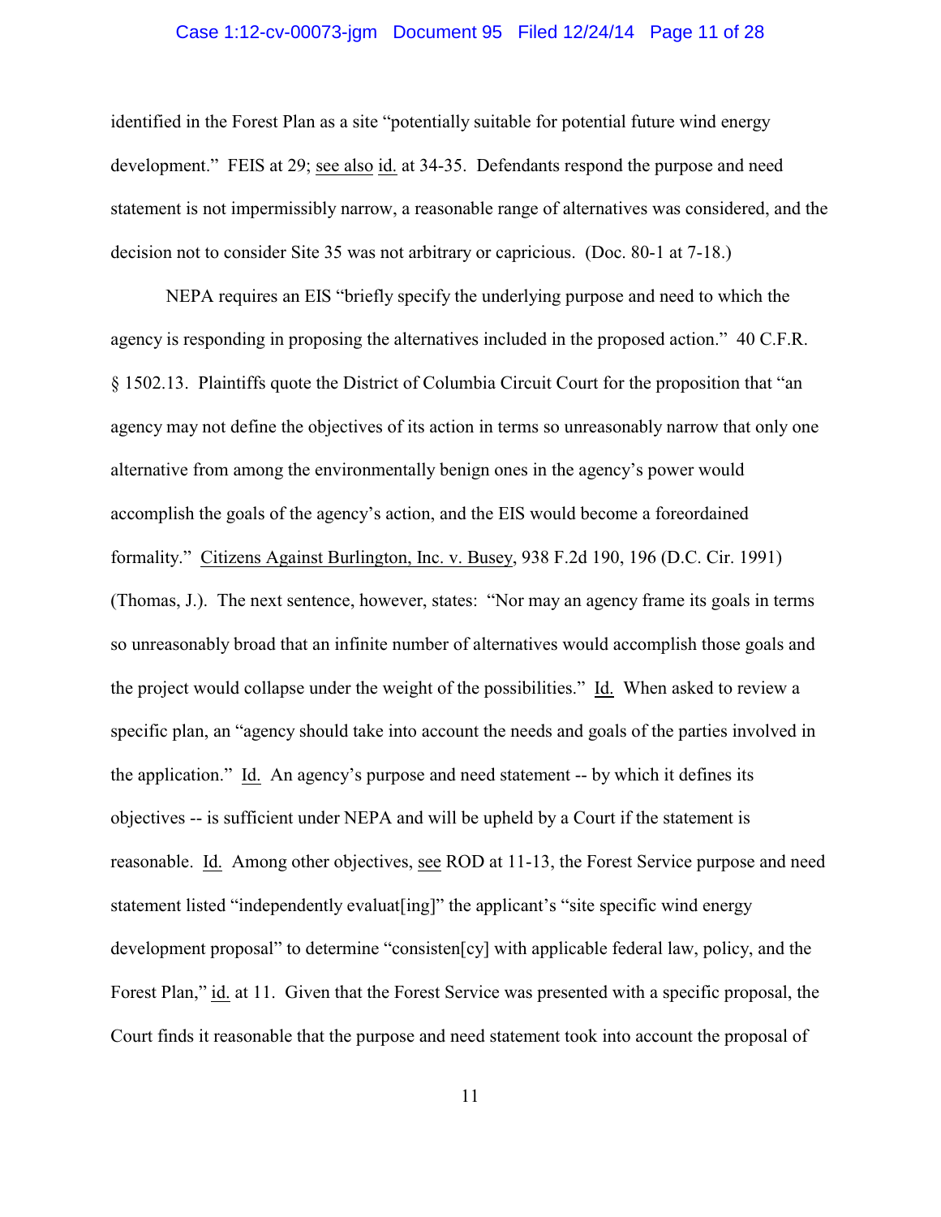identified in the Forest Plan as a site "potentially suitable for potential future wind energy development." FEIS at 29; see also id. at 34-35. Defendants respond the purpose and need statement is not impermissibly narrow, a reasonable range of alternatives was considered, and the decision not to consider Site 35 was not arbitrary or capricious. (Doc. 80-1 at 7-18.)

NEPA requires an EIS "briefly specify the underlying purpose and need to which the agency is responding in proposing the alternatives included in the proposed action." 40 C.F.R. § 1502.13. Plaintiffs quote the District of Columbia Circuit Court for the proposition that "an agency may not define the objectives of its action in terms so unreasonably narrow that only one alternative from among the environmentally benign ones in the agency's power would accomplish the goals of the agency's action, and the EIS would become a foreordained formality." Citizens Against Burlington, Inc. v. Busey, 938 F.2d 190, 196 (D.C. Cir. 1991) (Thomas, J.). The next sentence, however, states: "Nor may an agency frame its goals in terms so unreasonably broad that an infinite number of alternatives would accomplish those goals and the project would collapse under the weight of the possibilities." Id. When asked to review a specific plan, an "agency should take into account the needs and goals of the parties involved in the application." Id. An agency's purpose and need statement -- by which it defines its objectives -- is sufficient under NEPA and will be upheld by a Court if the statement is reasonable. Id. Among other objectives, see ROD at 11-13, the Forest Service purpose and need statement listed "independently evaluat[ing]" the applicant's "site specific wind energy development proposal" to determine "consisten[cy] with applicable federal law, policy, and the Forest Plan," id. at 11. Given that the Forest Service was presented with a specific proposal, the Court finds it reasonable that the purpose and need statement took into account the proposal of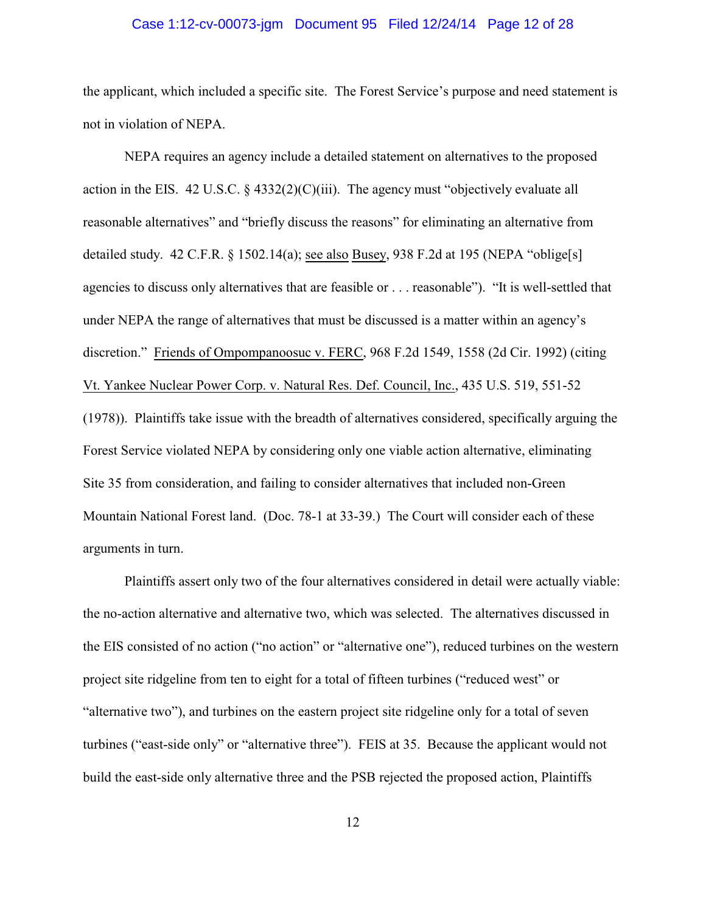the applicant, which included a specific site. The Forest Service's purpose and need statement is not in violation of NEPA.

NEPA requires an agency include a detailed statement on alternatives to the proposed action in the EIS. 42 U.S.C. § 4332(2)(C)(iii). The agency must "objectively evaluate all reasonable alternatives" and "briefly discuss the reasons" for eliminating an alternative from detailed study. 42 C.F.R. § 1502.14(a); see also Busey, 938 F.2d at 195 (NEPA "oblige[s] agencies to discuss only alternatives that are feasible or . . . reasonable"). "It is well-settled that under NEPA the range of alternatives that must be discussed is a matter within an agency's discretion." Friends of Ompompanoosuc v. FERC, 968 F.2d 1549, 1558 (2d Cir. 1992) (citing Vt. Yankee Nuclear Power Corp. v. Natural Res. Def. Council, Inc., 435 U.S. 519, 551-52 (1978)). Plaintiffs take issue with the breadth of alternatives considered, specifically arguing the Forest Service violated NEPA by considering only one viable action alternative, eliminating Site 35 from consideration, and failing to consider alternatives that included non-Green Mountain National Forest land. (Doc. 78-1 at 33-39.) The Court will consider each of these arguments in turn.

Plaintiffs assert only two of the four alternatives considered in detail were actually viable: the no-action alternative and alternative two, which was selected. The alternatives discussed in the EIS consisted of no action ("no action" or "alternative one"), reduced turbines on the western project site ridgeline from ten to eight for a total of fifteen turbines ("reduced west" or "alternative two"), and turbines on the eastern project site ridgeline only for a total of seven turbines ("east-side only" or "alternative three"). FEIS at 35. Because the applicant would not build the east-side only alternative three and the PSB rejected the proposed action, Plaintiffs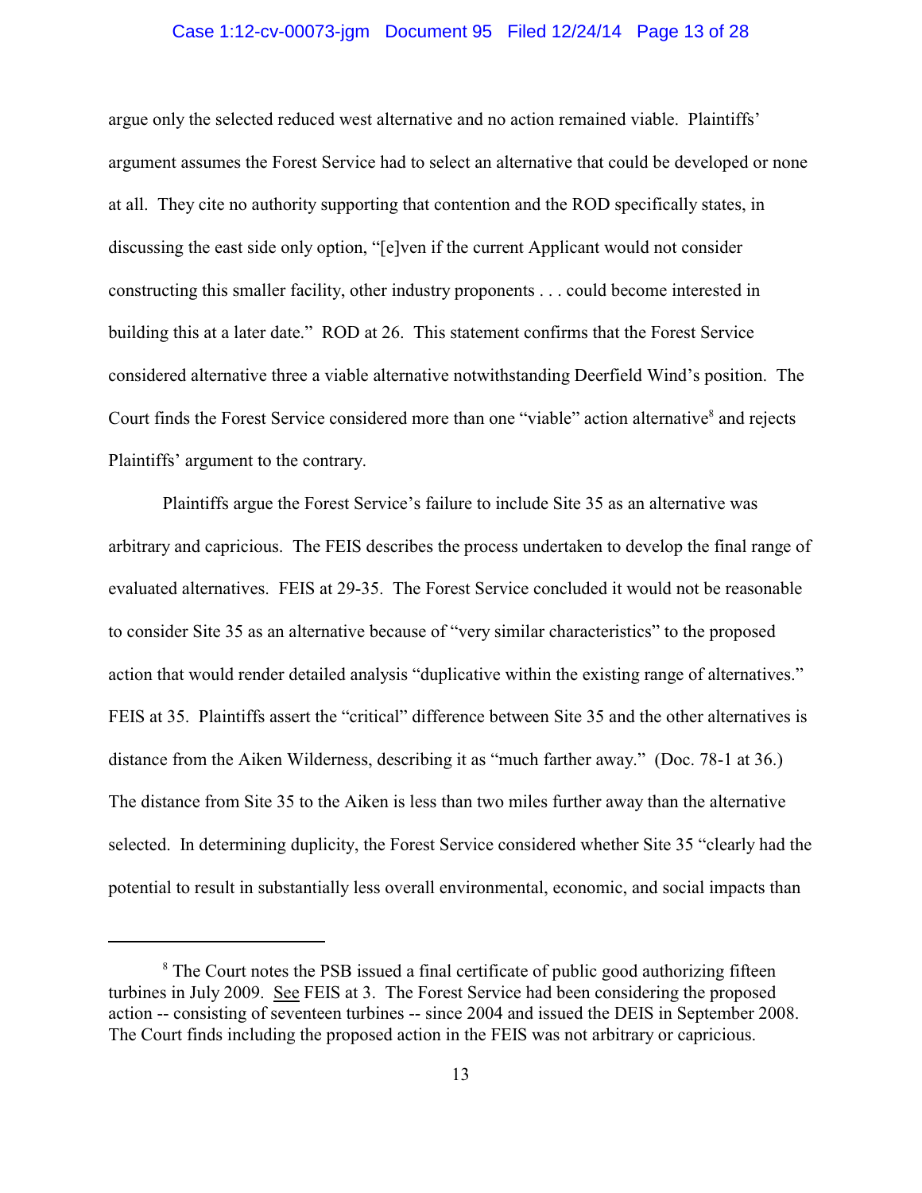argue only the selected reduced west alternative and no action remained viable. Plaintiffs' argument assumes the Forest Service had to select an alternative that could be developed or none at all. They cite no authority supporting that contention and the ROD specifically states, in discussing the east side only option, "[e]ven if the current Applicant would not consider constructing this smaller facility, other industry proponents . . . could become interested in building this at a later date." ROD at 26. This statement confirms that the Forest Service considered alternative three a viable alternative notwithstanding Deerfield Wind's position. The Court finds the Forest Service considered more than one "viable" action alternative[8] and rejects Plaintiffs' argument to the contrary.

Plaintiffs argue the Forest Service's failure to include Site 35 as an alternative was arbitrary and capricious. The FEIS describes the process undertaken to develop the final range of evaluated alternatives. FEIS at 29-35. The Forest Service concluded it would not be reasonable to consider Site 35 as an alternative because of "very similar characteristics" to the proposed action that would render detailed analysis "duplicative within the existing range of alternatives." FEIS at 35. Plaintiffs assert the "critical" difference between Site 35 and the other alternatives is distance from the Aiken Wilderness, describing it as "much farther away." (Doc. 78-1 at 36.) The distance from Site 35 to the Aiken is less than two miles further away than the alternative selected. In determining duplicity, the Forest Service considered whether Site 35 "clearly had the potential to result in substantially less overall environmental, economic, and social impacts than

---

[8] The Court notes the PSB issued a final certificate of public good authorizing fifteen turbines in July 2009. See FEIS at 3. The Forest Service had been considering the proposed action -- consisting of seventeen turbines -- since 2004 and issued the DEIS in September 2008. The Court finds including the proposed action in the FEIS was not arbitrary or capricious.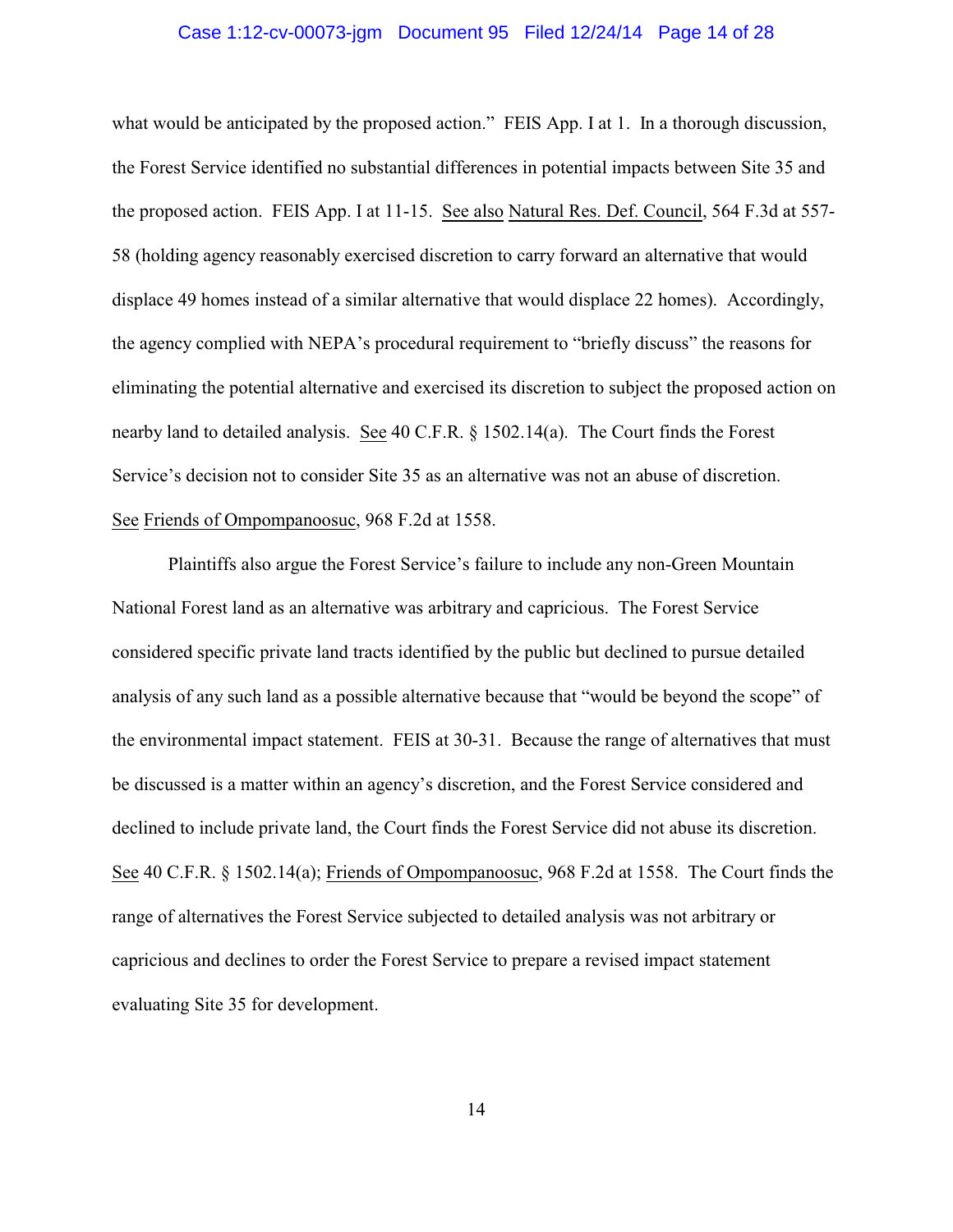what would be anticipated by the proposed action." FEIS App. I at 1. In a thorough discussion, the Forest Service identified no substantial differences in potential impacts between Site 35 and the proposed action. FEIS App. I at 11-15. See also Natural Res. Def. Council, 564 F.3d at 557-58 (holding agency reasonably exercised discretion to carry forward an alternative that would displace 49 homes instead of a similar alternative that would displace 22 homes). Accordingly, the agency complied with NEPA's procedural requirement to "briefly discuss" the reasons for eliminating the potential alternative and exercised its discretion to subject the proposed action on nearby land to detailed analysis. See 40 C.F.R. § 1502.14(a). The Court finds the Forest Service's decision not to consider Site 35 as an alternative was not an abuse of discretion. See Friends of Ompompanoosuc, 968 F.2d at 1558.

Plaintiffs also argue the Forest Service's failure to include any non-Green Mountain National Forest land as an alternative was arbitrary and capricious. The Forest Service considered specific private land tracts identified by the public but declined to pursue detailed analysis of any such land as a possible alternative because that "would be beyond the scope" of the environmental impact statement. FEIS at 30-31. Because the range of alternatives that must be discussed is a matter within an agency's discretion, and the Forest Service considered and declined to include private land, the Court finds the Forest Service did not abuse its discretion. See 40 C.F.R. § 1502.14(a); Friends of Ompompanoosuc, 968 F.2d at 1558. The Court finds the range of alternatives the Forest Service subjected to detailed analysis was not arbitrary or capricious and declines to order the Forest Service to prepare a revised impact statement evaluating Site 35 for development.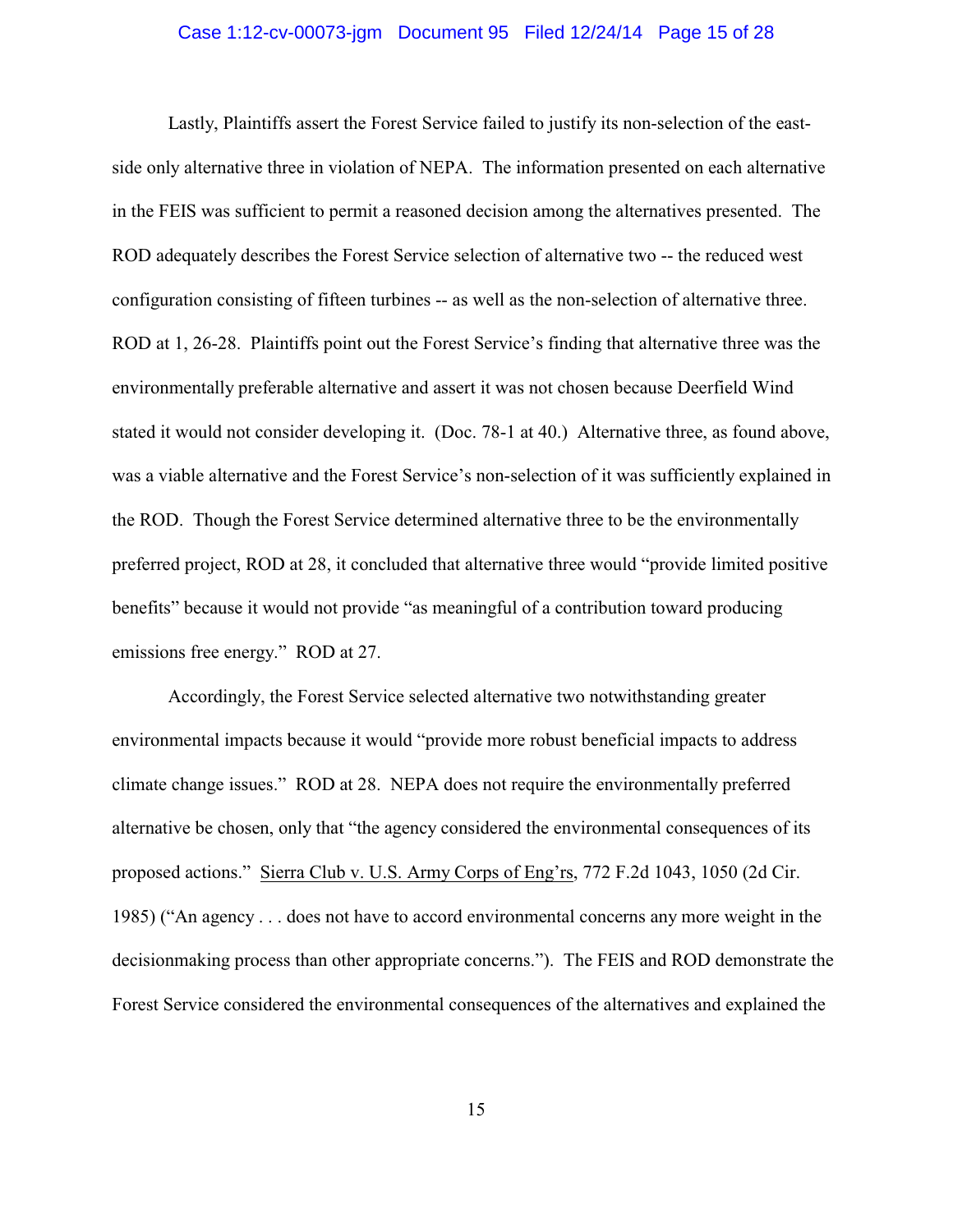Lastly, Plaintiffs assert the Forest Service failed to justify its non-selection of the east-side only alternative three in violation of NEPA. The information presented on each alternative in the FEIS was sufficient to permit a reasoned decision among the alternatives presented. The ROD adequately describes the Forest Service selection of alternative two -- the reduced west configuration consisting of fifteen turbines -- as well as the non-selection of alternative three. ROD at 1, 26-28. Plaintiffs point out the Forest Service's finding that alternative three was the environmentally preferable alternative and assert it was not chosen because Deerfield Wind stated it would not consider developing it. (Doc. 78-1 at 40.) Alternative three, as found above, was a viable alternative and the Forest Service's non-selection of it was sufficiently explained in the ROD. Though the Forest Service determined alternative three to be the environmentally preferred project, ROD at 28, it concluded that alternative three would "provide limited positive benefits" because it would not provide "as meaningful of a contribution toward producing emissions free energy." ROD at 27.

Accordingly, the Forest Service selected alternative two notwithstanding greater environmental impacts because it would "provide more robust beneficial impacts to address climate change issues." ROD at 28. NEPA does not require the environmentally preferred alternative be chosen, only that "the agency considered the environmental consequences of its proposed actions." Sierra Club v. U.S. Army Corps of Eng'rs, 772 F.2d 1043, 1050 (2d Cir. 1985) ("An agency . . . does not have to accord environmental concerns any more weight in the decisionmaking process than other appropriate concerns."). The FEIS and ROD demonstrate the Forest Service considered the environmental consequences of the alternatives and explained the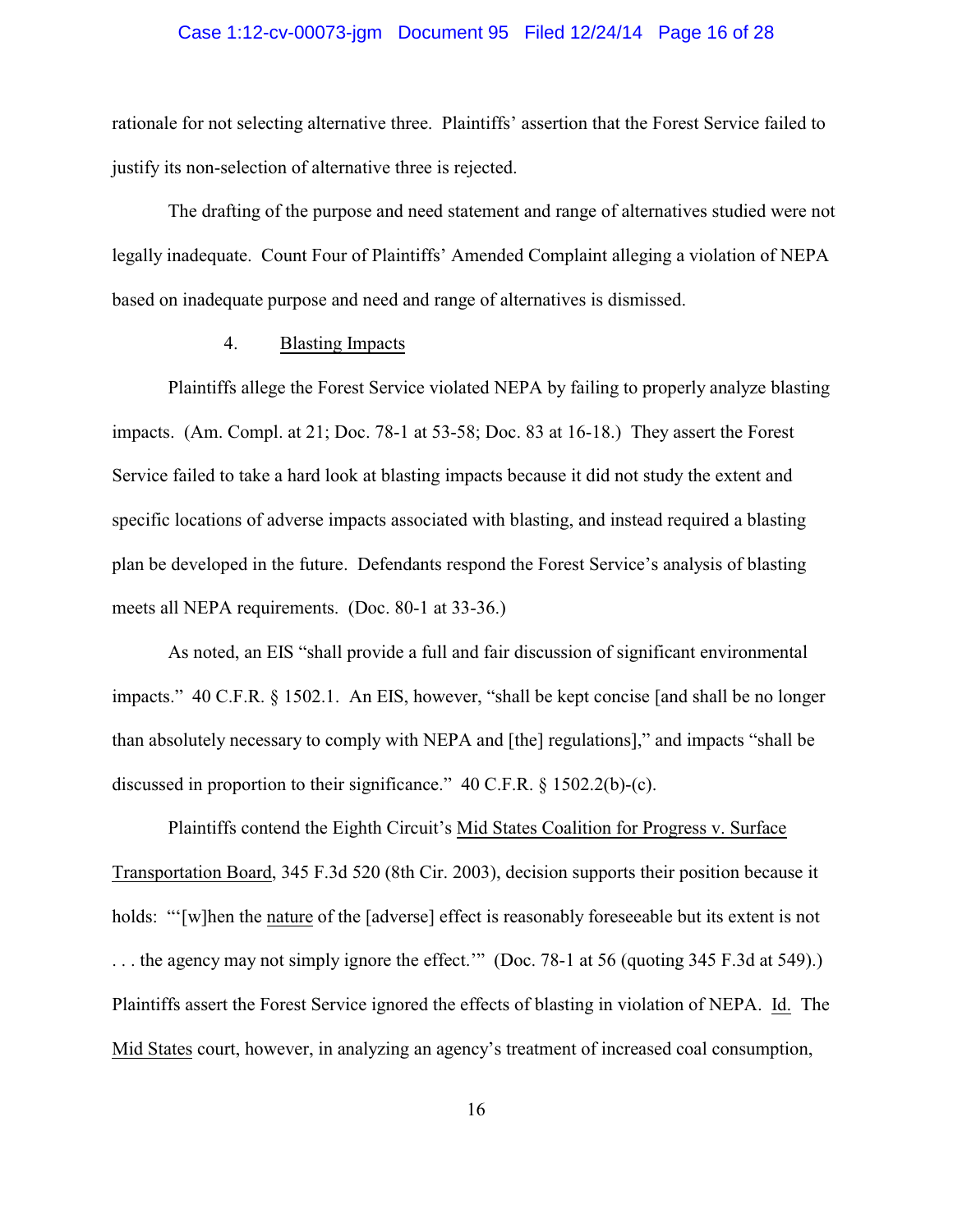rationale for not selecting alternative three. Plaintiffs' assertion that the Forest Service failed to justify its non-selection of alternative three is rejected.

The drafting of the purpose and need statement and range of alternatives studied were not legally inadequate. Count Four of Plaintiffs' Amended Complaint alleging a violation of NEPA based on inadequate purpose and need and range of alternatives is dismissed.

4. Blasting Impacts

Plaintiffs allege the Forest Service violated NEPA by failing to properly analyze blasting impacts. (Am. Compl. at 21; Doc. 78-1 at 53-58; Doc. 83 at 16-18.) They assert the Forest Service failed to take a hard look at blasting impacts because it did not study the extent and specific locations of adverse impacts associated with blasting, and instead required a blasting plan be developed in the future. Defendants respond the Forest Service's analysis of blasting meets all NEPA requirements. (Doc. 80-1 at 33-36.)

As noted, an EIS "shall provide a full and fair discussion of significant environmental impacts." 40 C.F.R. § 1502.1. An EIS, however, "shall be kept concise [and shall be no longer than absolutely necessary to comply with NEPA and [the] regulations]," and impacts "shall be discussed in proportion to their significance." 40 C.F.R. § 1502.2(b)-(c).

Plaintiffs contend the Eighth Circuit's Mid States Coalition for Progress v. Surface Transportation Board, 345 F.3d 520 (8th Cir. 2003), decision supports their position because it holds: "'[w]hen the nature of the [adverse] effect is reasonably foreseeable but its extent is not . . . the agency may not simply ignore the effect.'" (Doc. 78-1 at 56 (quoting 345 F.3d at 549).) Plaintiffs assert the Forest Service ignored the effects of blasting in violation of NEPA. Id. The Mid States court, however, in analyzing an agency's treatment of increased coal consumption,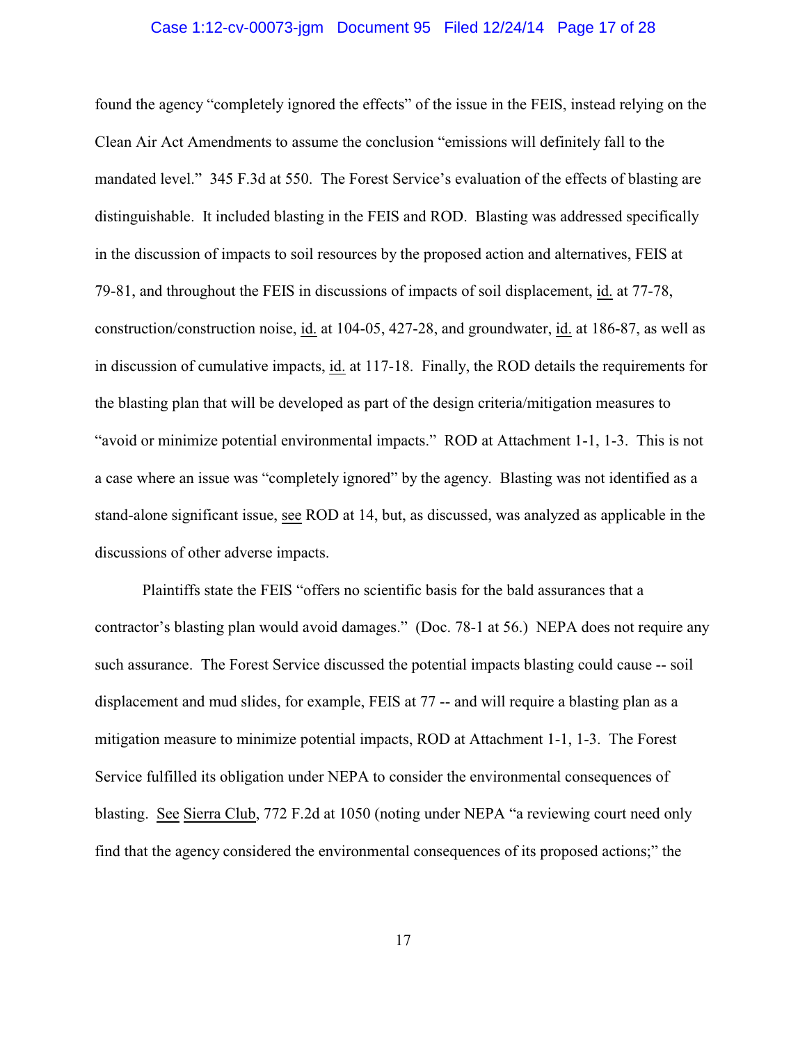found the agency "completely ignored the effects" of the issue in the FEIS, instead relying on the Clean Air Act Amendments to assume the conclusion "emissions will definitely fall to the mandated level." 345 F.3d at 550. The Forest Service's evaluation of the effects of blasting are distinguishable. It included blasting in the FEIS and ROD. Blasting was addressed specifically in the discussion of impacts to soil resources by the proposed action and alternatives, FEIS at 79-81, and throughout the FEIS in discussions of impacts of soil displacement, id. at 77-78, construction/construction noise, id. at 104-05, 427-28, and groundwater, id. at 186-87, as well as in discussion of cumulative impacts, id. at 117-18. Finally, the ROD details the requirements for the blasting plan that will be developed as part of the design criteria/mitigation measures to "avoid or minimize potential environmental impacts." ROD at Attachment 1-1, 1-3. This is not a case where an issue was "completely ignored" by the agency. Blasting was not identified as a stand-alone significant issue, see ROD at 14, but, as discussed, was analyzed as applicable in the discussions of other adverse impacts.

Plaintiffs state the FEIS "offers no scientific basis for the bald assurances that a contractor's blasting plan would avoid damages." (Doc. 78-1 at 56.) NEPA does not require any such assurance. The Forest Service discussed the potential impacts blasting could cause -- soil displacement and mud slides, for example, FEIS at 77 -- and will require a blasting plan as a mitigation measure to minimize potential impacts, ROD at Attachment 1-1, 1-3. The Forest Service fulfilled its obligation under NEPA to consider the environmental consequences of blasting. See Sierra Club, 772 F.2d at 1050 (noting under NEPA "a reviewing court need only find that the agency considered the environmental consequences of its proposed actions;" the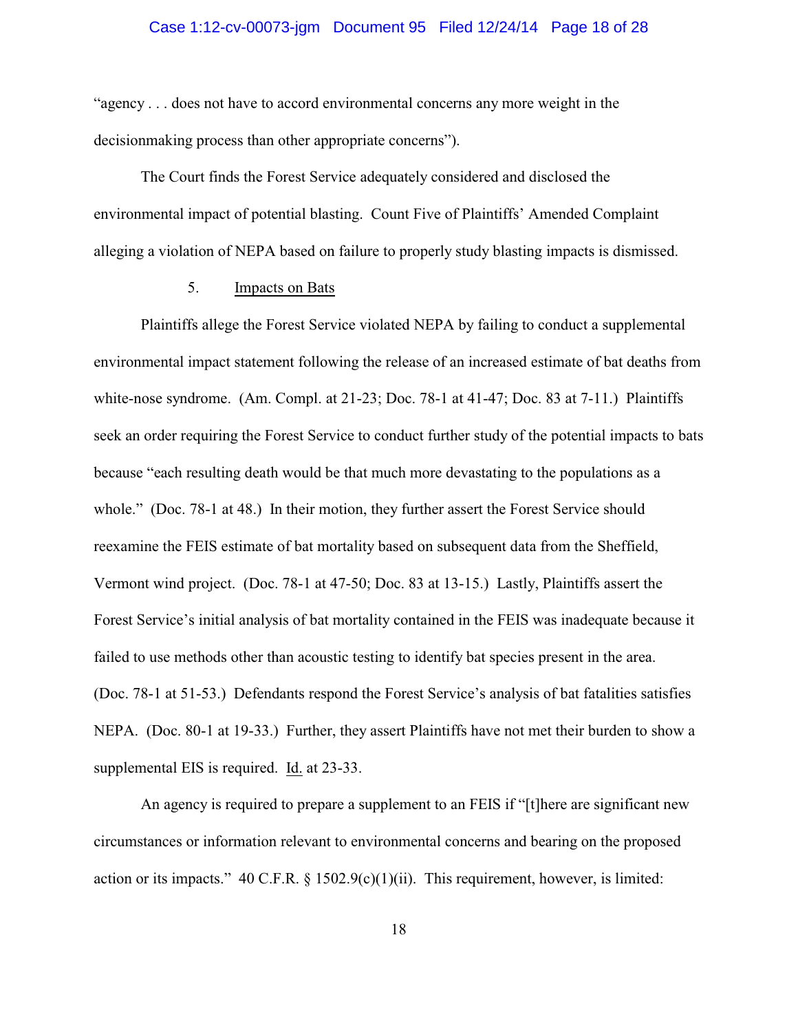"agency . . . does not have to accord environmental concerns any more weight in the decisionmaking process than other appropriate concerns").

The Court finds the Forest Service adequately considered and disclosed the environmental impact of potential blasting. Count Five of Plaintiffs' Amended Complaint alleging a violation of NEPA based on failure to properly study blasting impacts is dismissed.

5. Impacts on Bats

Plaintiffs allege the Forest Service violated NEPA by failing to conduct a supplemental environmental impact statement following the release of an increased estimate of bat deaths from white-nose syndrome. (Am. Compl. at 21-23; Doc. 78-1 at 41-47; Doc. 83 at 7-11.) Plaintiffs seek an order requiring the Forest Service to conduct further study of the potential impacts to bats because "each resulting death would be that much more devastating to the populations as a whole." (Doc. 78-1 at 48.) In their motion, they further assert the Forest Service should reexamine the FEIS estimate of bat mortality based on subsequent data from the Sheffield, Vermont wind project. (Doc. 78-1 at 47-50; Doc. 83 at 13-15.) Lastly, Plaintiffs assert the Forest Service's initial analysis of bat mortality contained in the FEIS was inadequate because it failed to use methods other than acoustic testing to identify bat species present in the area. (Doc. 78-1 at 51-53.) Defendants respond the Forest Service's analysis of bat fatalities satisfies NEPA. (Doc. 80-1 at 19-33.) Further, they assert Plaintiffs have not met their burden to show a supplemental EIS is required. Id. at 23-33.

An agency is required to prepare a supplement to an FEIS if "[t]here are significant new circumstances or information relevant to environmental concerns and bearing on the proposed action or its impacts." 40 C.F.R. § 1502.9(c)(1)(ii). This requirement, however, is limited: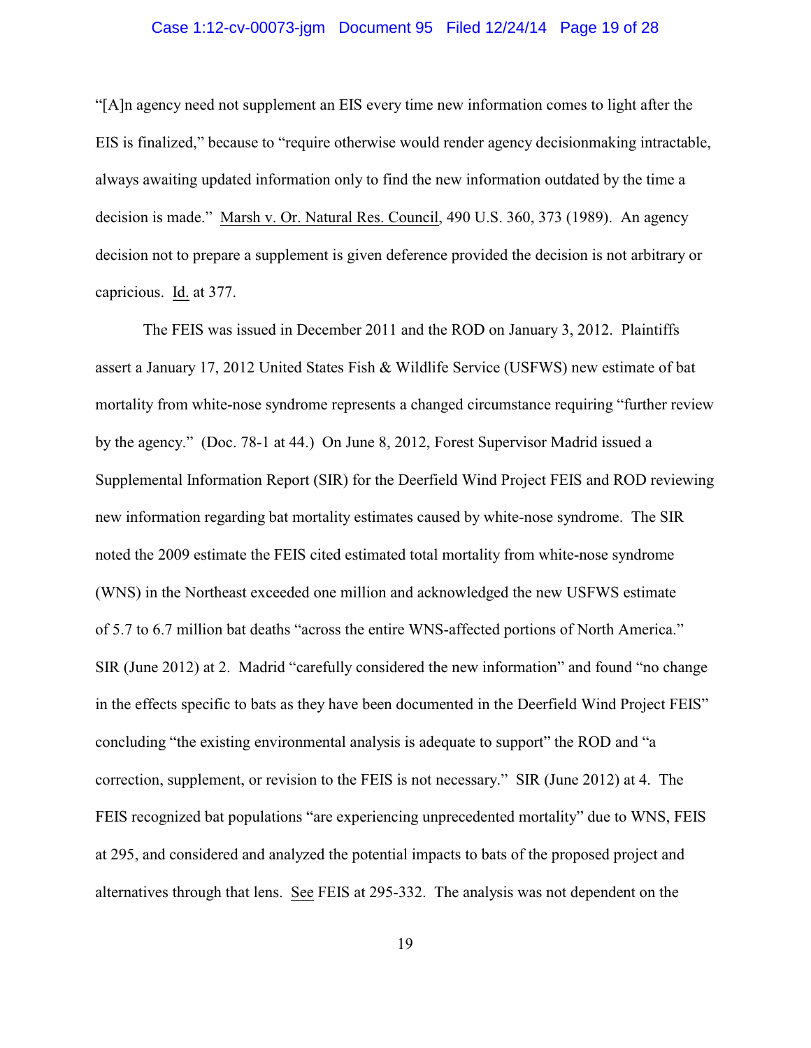"[A]n agency need not supplement an EIS every time new information comes to light after the EIS is finalized," because to "require otherwise would render agency decisionmaking intractable, always awaiting updated information only to find the new information outdated by the time a decision is made." Marsh v. Or. Natural Res. Council, 490 U.S. 360, 373 (1989). An agency decision not to prepare a supplement is given deference provided the decision is not arbitrary or capricious. Id. at 377.

The FEIS was issued in December 2011 and the ROD on January 3, 2012. Plaintiffs assert a January 17, 2012 United States Fish & Wildlife Service (USFWS) new estimate of bat mortality from white-nose syndrome represents a changed circumstance requiring "further review by the agency." (Doc. 78-1 at 44.) On June 8, 2012, Forest Supervisor Madrid issued a Supplemental Information Report (SIR) for the Deerfield Wind Project FEIS and ROD reviewing new information regarding bat mortality estimates caused by white-nose syndrome. The SIR noted the 2009 estimate the FEIS cited estimated total mortality from white-nose syndrome (WNS) in the Northeast exceeded one million and acknowledged the new USFWS estimate of 5.7 to 6.7 million bat deaths "across the entire WNS-affected portions of North America." SIR (June 2012) at 2. Madrid "carefully considered the new information" and found "no change in the effects specific to bats as they have been documented in the Deerfield Wind Project FEIS" concluding "the existing environmental analysis is adequate to support" the ROD and "a correction, supplement, or revision to the FEIS is not necessary." SIR (June 2012) at 4. The FEIS recognized bat populations "are experiencing unprecedented mortality" due to WNS, FEIS at 295, and considered and analyzed the potential impacts to bats of the proposed project and alternatives through that lens. See FEIS at 295-332. The analysis was not dependent on the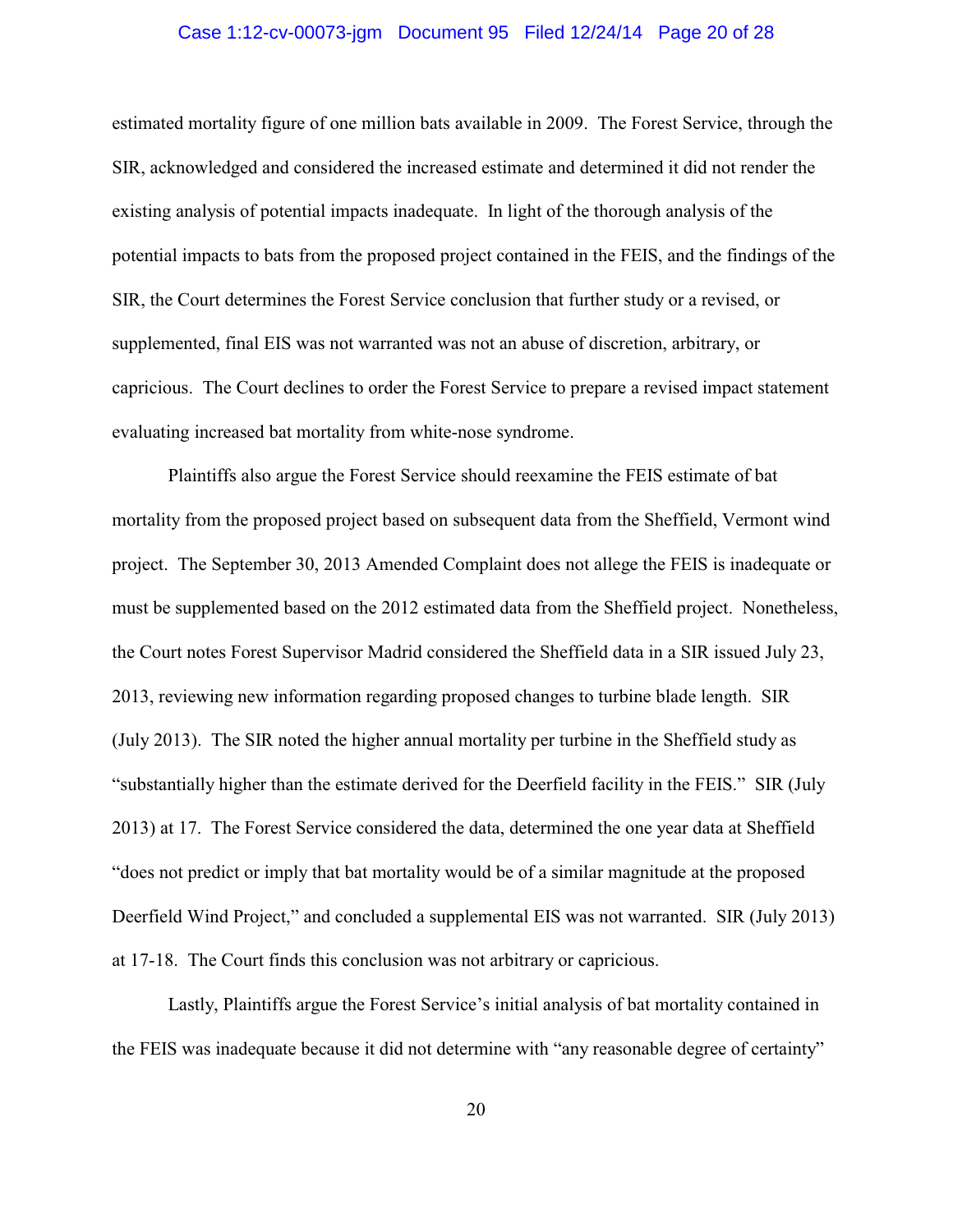estimated mortality figure of one million bats available in 2009. The Forest Service, through the SIR, acknowledged and considered the increased estimate and determined it did not render the existing analysis of potential impacts inadequate. In light of the thorough analysis of the potential impacts to bats from the proposed project contained in the FEIS, and the findings of the SIR, the Court determines the Forest Service conclusion that further study or a revised, or supplemented, final EIS was not warranted was not an abuse of discretion, arbitrary, or capricious. The Court declines to order the Forest Service to prepare a revised impact statement evaluating increased bat mortality from white-nose syndrome.

Plaintiffs also argue the Forest Service should reexamine the FEIS estimate of bat mortality from the proposed project based on subsequent data from the Sheffield, Vermont wind project. The September 30, 2013 Amended Complaint does not allege the FEIS is inadequate or must be supplemented based on the 2012 estimated data from the Sheffield project. Nonetheless, the Court notes Forest Supervisor Madrid considered the Sheffield data in a SIR issued July 23, 2013, reviewing new information regarding proposed changes to turbine blade length. SIR (July 2013). The SIR noted the higher annual mortality per turbine in the Sheffield study as "substantially higher than the estimate derived for the Deerfield facility in the FEIS." SIR (July 2013) at 17. The Forest Service considered the data, determined the one year data at Sheffield "does not predict or imply that bat mortality would be of a similar magnitude at the proposed Deerfield Wind Project," and concluded a supplemental EIS was not warranted. SIR (July 2013) at 17-18. The Court finds this conclusion was not arbitrary or capricious.

Lastly, Plaintiffs argue the Forest Service's initial analysis of bat mortality contained in the FEIS was inadequate because it did not determine with "any reasonable degree of certainty"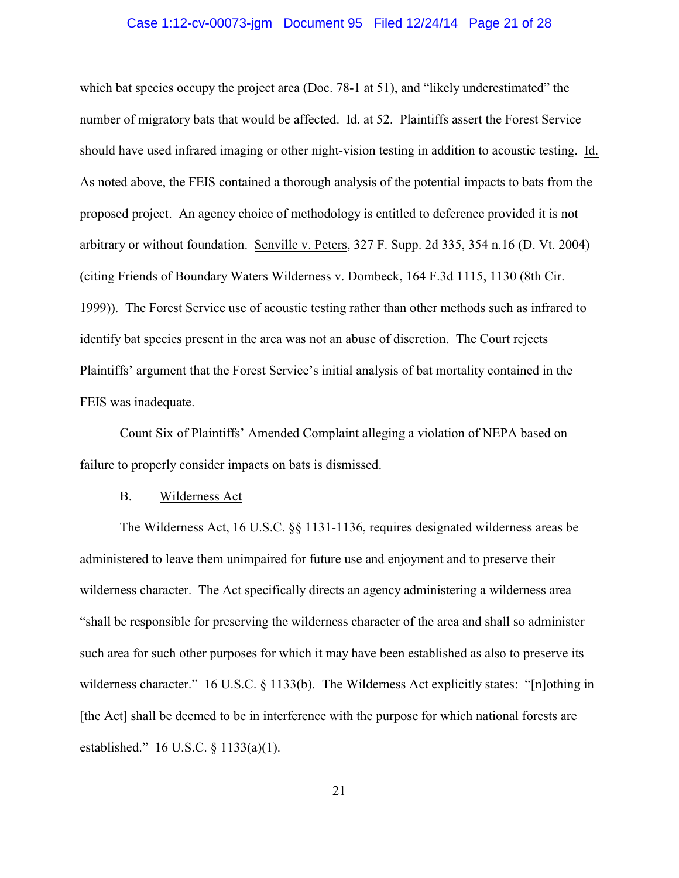which bat species occupy the project area (Doc. 78-1 at 51), and "likely underestimated" the number of migratory bats that would be affected. Id. at 52. Plaintiffs assert the Forest Service should have used infrared imaging or other night-vision testing in addition to acoustic testing. Id. As noted above, the FEIS contained a thorough analysis of the potential impacts to bats from the proposed project. An agency choice of methodology is entitled to deference provided it is not arbitrary or without foundation. Senville v. Peters, 327 F. Supp. 2d 335, 354 n.16 (D. Vt. 2004) (citing Friends of Boundary Waters Wilderness v. Dombeck, 164 F.3d 1115, 1130 (8th Cir. 1999)). The Forest Service use of acoustic testing rather than other methods such as infrared to identify bat species present in the area was not an abuse of discretion. The Court rejects Plaintiffs' argument that the Forest Service's initial analysis of bat mortality contained in the FEIS was inadequate.

Count Six of Plaintiffs' Amended Complaint alleging a violation of NEPA based on failure to properly consider impacts on bats is dismissed.

### B. Wilderness Act

The Wilderness Act, 16 U.S.C. §§ 1131-1136, requires designated wilderness areas be administered to leave them unimpaired for future use and enjoyment and to preserve their wilderness character. The Act specifically directs an agency administering a wilderness area "shall be responsible for preserving the wilderness character of the area and shall so administer such area for such other purposes for which it may have been established as also to preserve its wilderness character." 16 U.S.C. § 1133(b). The Wilderness Act explicitly states: "[n]othing in [the Act] shall be deemed to be in interference with the purpose for which national forests are established." 16 U.S.C. § 1133(a)(1).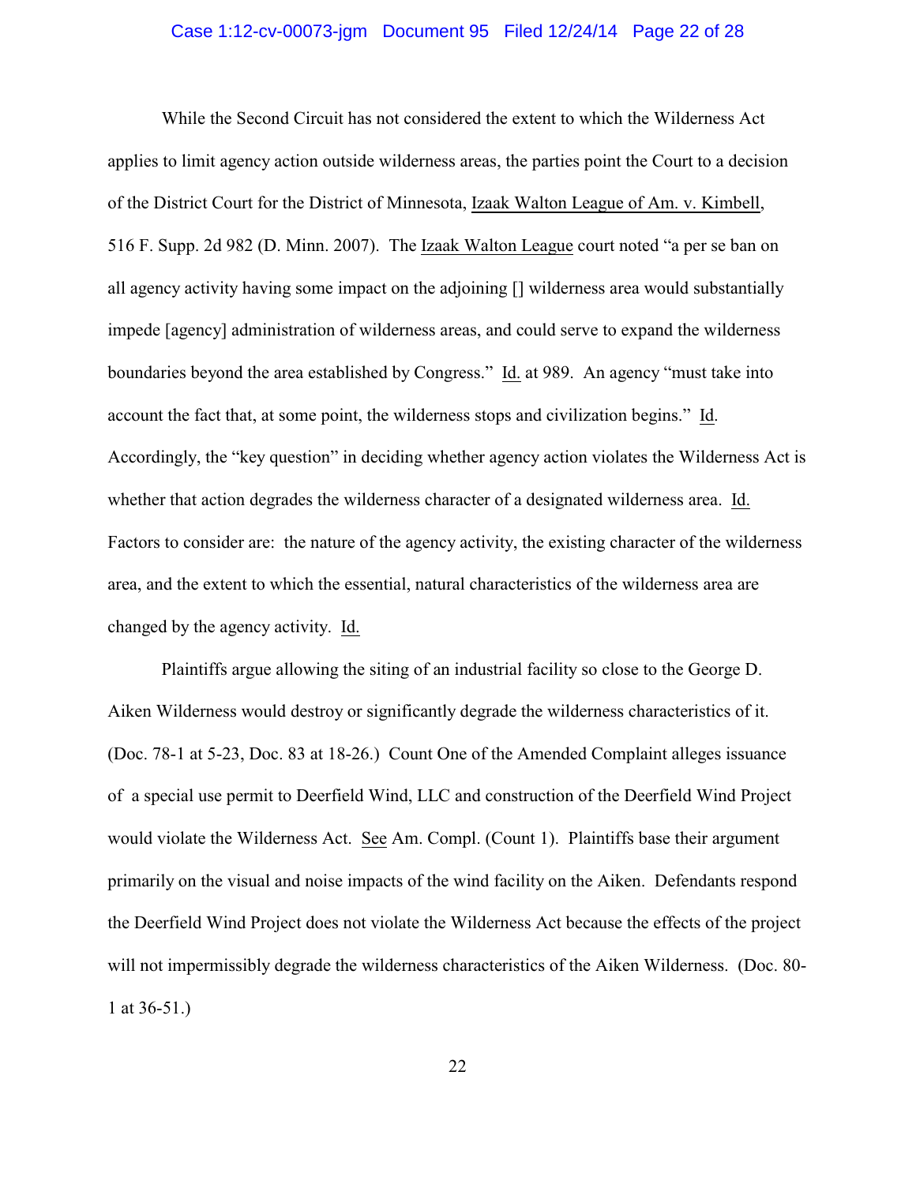While the Second Circuit has not considered the extent to which the Wilderness Act applies to limit agency action outside wilderness areas, the parties point the Court to a decision of the District Court for the District of Minnesota, Izaak Walton League of Am. v. Kimbell, 516 F. Supp. 2d 982 (D. Minn. 2007). The Izaak Walton League court noted "a per se ban on all agency activity having some impact on the adjoining [] wilderness area would substantially impede [agency] administration of wilderness areas, and could serve to expand the wilderness boundaries beyond the area established by Congress." Id. at 989. An agency "must take into account the fact that, at some point, the wilderness stops and civilization begins." Id. Accordingly, the "key question" in deciding whether agency action violates the Wilderness Act is whether that action degrades the wilderness character of a designated wilderness area. Id. Factors to consider are: the nature of the agency activity, the existing character of the wilderness area, and the extent to which the essential, natural characteristics of the wilderness area are changed by the agency activity. Id.

Plaintiffs argue allowing the siting of an industrial facility so close to the George D. Aiken Wilderness would destroy or significantly degrade the wilderness characteristics of it. (Doc. 78-1 at 5-23, Doc. 83 at 18-26.) Count One of the Amended Complaint alleges issuance of a special use permit to Deerfield Wind, LLC and construction of the Deerfield Wind Project would violate the Wilderness Act. See Am. Compl. (Count 1). Plaintiffs base their argument primarily on the visual and noise impacts of the wind facility on the Aiken. Defendants respond the Deerfield Wind Project does not violate the Wilderness Act because the effects of the project will not impermissibly degrade the wilderness characteristics of the Aiken Wilderness. (Doc. 80-1 at 36-51.)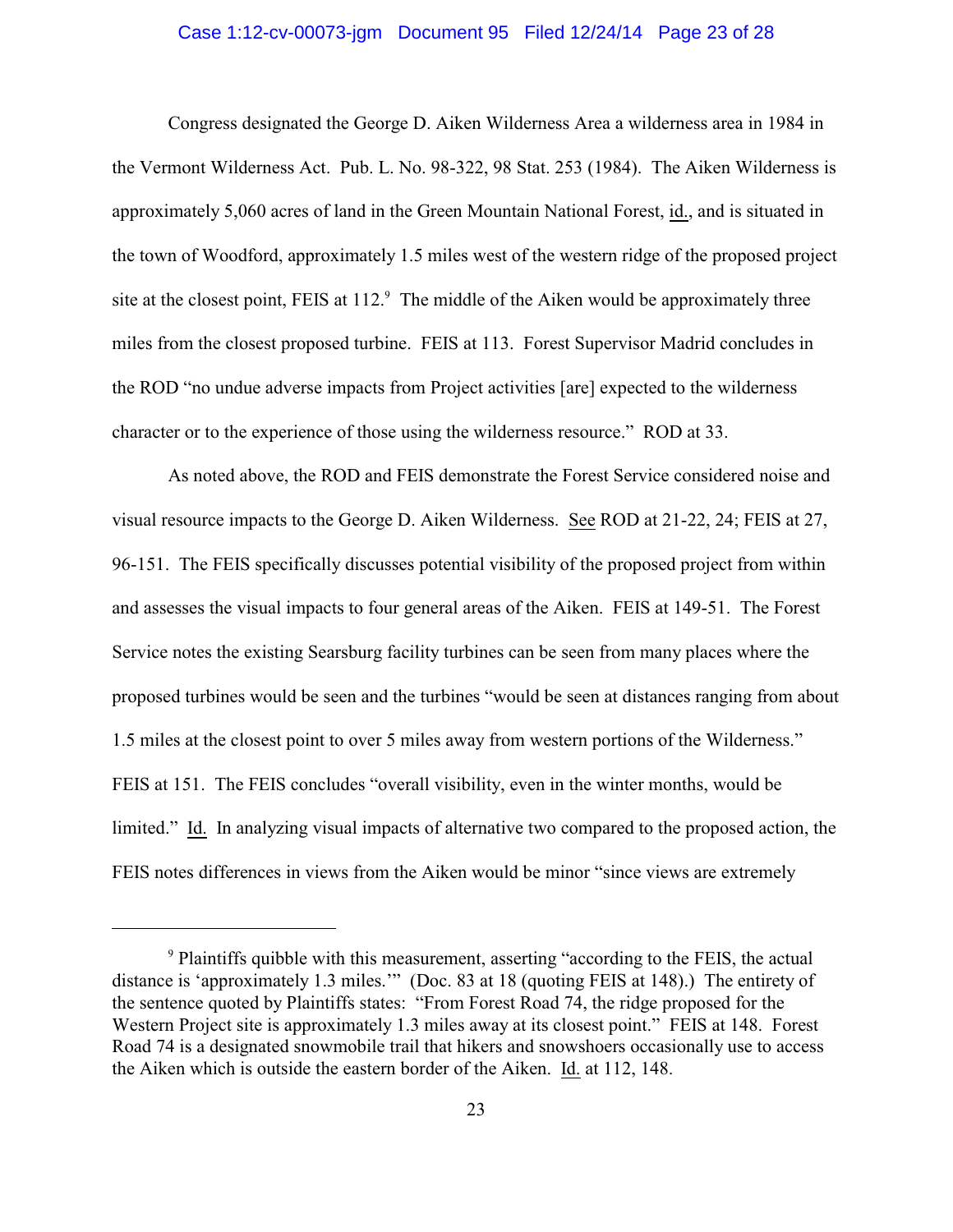Congress designated the George D. Aiken Wilderness Area a wilderness area in 1984 in the Vermont Wilderness Act. Pub. L. No. 98-322, 98 Stat. 253 (1984). The Aiken Wilderness is approximately 5,060 acres of land in the Green Mountain National Forest, id., and is situated in the town of Woodford, approximately 1.5 miles west of the western ridge of the proposed project site at the closest point, FEIS at 112.[9] The middle of the Aiken would be approximately three miles from the closest proposed turbine. FEIS at 113. Forest Supervisor Madrid concludes in the ROD "no undue adverse impacts from Project activities [are] expected to the wilderness character or to the experience of those using the wilderness resource." ROD at 33.

As noted above, the ROD and FEIS demonstrate the Forest Service considered noise and visual resource impacts to the George D. Aiken Wilderness. See ROD at 21-22, 24; FEIS at 27, 96-151. The FEIS specifically discusses potential visibility of the proposed project from within and assesses the visual impacts to four general areas of the Aiken. FEIS at 149-51. The Forest Service notes the existing Searsburg facility turbines can be seen from many places where the proposed turbines would be seen and the turbines "would be seen at distances ranging from about 1.5 miles at the closest point to over 5 miles away from western portions of the Wilderness." FEIS at 151. The FEIS concludes "overall visibility, even in the winter months, would be limited." Id. In analyzing visual impacts of alternative two compared to the proposed action, the FEIS notes differences in views from the Aiken would be minor "since views are extremely

[9] Plaintiffs quibble with this measurement, asserting "according to the FEIS, the actual distance is 'approximately 1.3 miles.'" (Doc. 83 at 18 (quoting FEIS at 148).) The entirety of the sentence quoted by Plaintiffs states: "From Forest Road 74, the ridge proposed for the Western Project site is approximately 1.3 miles away at its closest point." FEIS at 148. Forest Road 74 is a designated snowmobile trail that hikers and snowshoers occasionally use to access the Aiken which is outside the eastern border of the Aiken. Id. at 112, 148.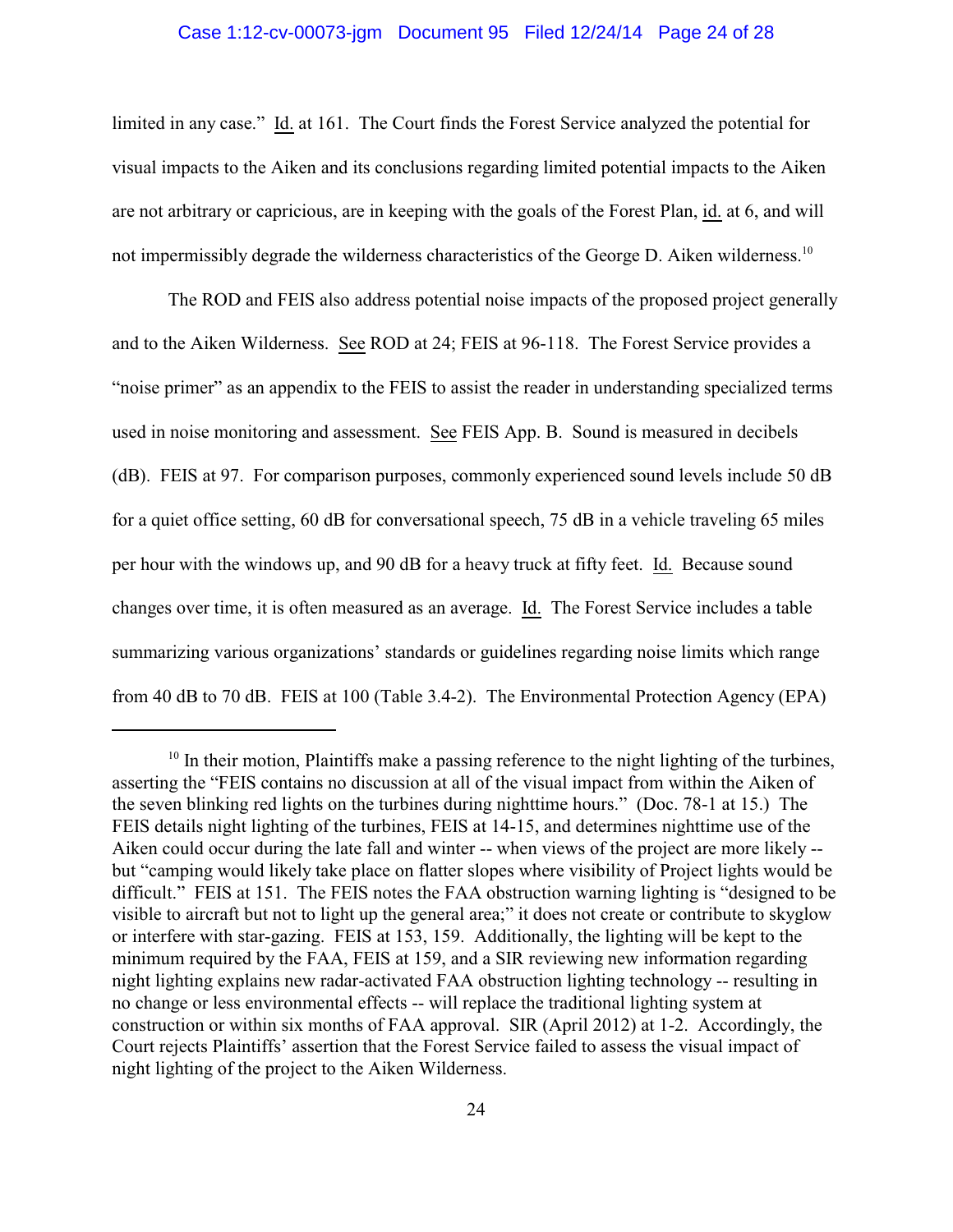limited in any case." Id. at 161. The Court finds the Forest Service analyzed the potential for visual impacts to the Aiken and its conclusions regarding limited potential impacts to the Aiken are not arbitrary or capricious, are in keeping with the goals of the Forest Plan, id. at 6, and will not impermissibly degrade the wilderness characteristics of the George D. Aiken wilderness.[10]

The ROD and FEIS also address potential noise impacts of the proposed project generally and to the Aiken Wilderness. See ROD at 24; FEIS at 96-118. The Forest Service provides a "noise primer" as an appendix to the FEIS to assist the reader in understanding specialized terms used in noise monitoring and assessment. See FEIS App. B. Sound is measured in decibels (dB). FEIS at 97. For comparison purposes, commonly experienced sound levels include 50 dB for a quiet office setting, 60 dB for conversational speech, 75 dB in a vehicle traveling 65 miles per hour with the windows up, and 90 dB for a heavy truck at fifty feet. Id. Because sound changes over time, it is often measured as an average. Id. The Forest Service includes a table summarizing various organizations' standards or guidelines regarding noise limits which range from 40 dB to 70 dB. FEIS at 100 (Table 3.4-2). The Environmental Protection Agency (EPA)

---

[10] In their motion, Plaintiffs make a passing reference to the night lighting of the turbines, asserting the "FEIS contains no discussion at all of the visual impact from within the Aiken of the seven blinking red lights on the turbines during nighttime hours." (Doc. 78-1 at 15.) The FEIS details night lighting of the turbines, FEIS at 14-15, and determines nighttime use of the Aiken could occur during the late fall and winter -- when views of the project are more likely -- but "camping would likely take place on flatter slopes where visibility of Project lights would be difficult." FEIS at 151. The FEIS notes the FAA obstruction warning lighting is "designed to be visible to aircraft but not to light up the general area;" it does not create or contribute to skyglow or interfere with star-gazing. FEIS at 153, 159. Additionally, the lighting will be kept to the minimum required by the FAA, FEIS at 159, and a SIR reviewing new information regarding night lighting explains new radar-activated FAA obstruction lighting technology -- resulting in no change or less environmental effects -- will replace the traditional lighting system at construction or within six months of FAA approval. SIR (April 2012) at 1-2. Accordingly, the Court rejects Plaintiffs' assertion that the Forest Service failed to assess the visual impact of night lighting of the project to the Aiken Wilderness.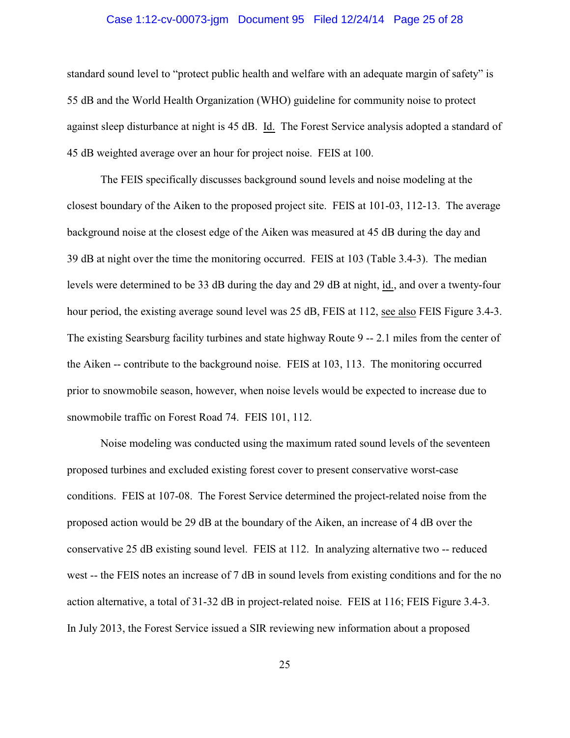standard sound level to "protect public health and welfare with an adequate margin of safety" is 55 dB and the World Health Organization (WHO) guideline for community noise to protect against sleep disturbance at night is 45 dB. Id. The Forest Service analysis adopted a standard of 45 dB weighted average over an hour for project noise. FEIS at 100.

The FEIS specifically discusses background sound levels and noise modeling at the closest boundary of the Aiken to the proposed project site. FEIS at 101-03, 112-13. The average background noise at the closest edge of the Aiken was measured at 45 dB during the day and 39 dB at night over the time the monitoring occurred. FEIS at 103 (Table 3.4-3). The median levels were determined to be 33 dB during the day and 29 dB at night, id., and over a twenty-four hour period, the existing average sound level was 25 dB, FEIS at 112, see also FEIS Figure 3.4-3. The existing Searsburg facility turbines and state highway Route 9 -- 2.1 miles from the center of the Aiken -- contribute to the background noise. FEIS at 103, 113. The monitoring occurred prior to snowmobile season, however, when noise levels would be expected to increase due to snowmobile traffic on Forest Road 74. FEIS 101, 112.

Noise modeling was conducted using the maximum rated sound levels of the seventeen proposed turbines and excluded existing forest cover to present conservative worst-case conditions. FEIS at 107-08. The Forest Service determined the project-related noise from the proposed action would be 29 dB at the boundary of the Aiken, an increase of 4 dB over the conservative 25 dB existing sound level. FEIS at 112. In analyzing alternative two -- reduced west -- the FEIS notes an increase of 7 dB in sound levels from existing conditions and for the no action alternative, a total of 31-32 dB in project-related noise. FEIS at 116; FEIS Figure 3.4-3. In July 2013, the Forest Service issued a SIR reviewing new information about a proposed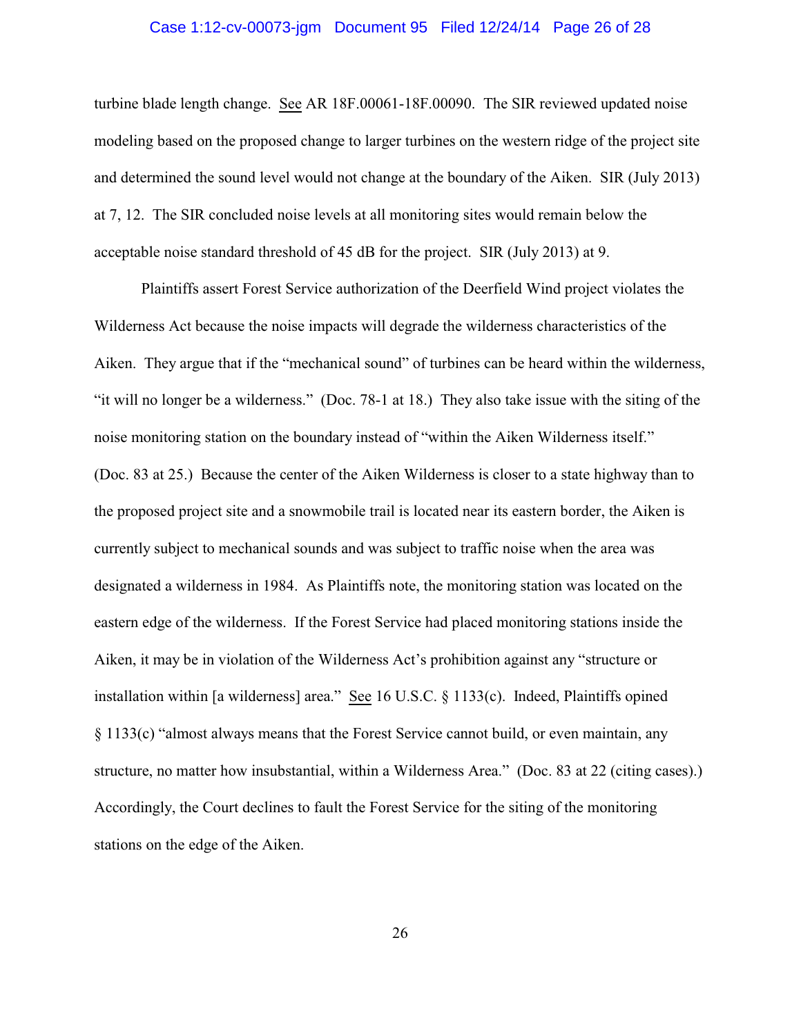turbine blade length change. See AR 18F.00061-18F.00090. The SIR reviewed updated noise modeling based on the proposed change to larger turbines on the western ridge of the project site and determined the sound level would not change at the boundary of the Aiken. SIR (July 2013) at 7, 12. The SIR concluded noise levels at all monitoring sites would remain below the acceptable noise standard threshold of 45 dB for the project. SIR (July 2013) at 9.

Plaintiffs assert Forest Service authorization of the Deerfield Wind project violates the Wilderness Act because the noise impacts will degrade the wilderness characteristics of the Aiken. They argue that if the "mechanical sound" of turbines can be heard within the wilderness, "it will no longer be a wilderness." (Doc. 78-1 at 18.) They also take issue with the siting of the noise monitoring station on the boundary instead of "within the Aiken Wilderness itself." (Doc. 83 at 25.) Because the center of the Aiken Wilderness is closer to a state highway than to the proposed project site and a snowmobile trail is located near its eastern border, the Aiken is currently subject to mechanical sounds and was subject to traffic noise when the area was designated a wilderness in 1984. As Plaintiffs note, the monitoring station was located on the eastern edge of the wilderness. If the Forest Service had placed monitoring stations inside the Aiken, it may be in violation of the Wilderness Act's prohibition against any "structure or installation within [a wilderness] area." See 16 U.S.C. § 1133(c). Indeed, Plaintiffs opined § 1133(c) "almost always means that the Forest Service cannot build, or even maintain, any structure, no matter how insubstantial, within a Wilderness Area." (Doc. 83 at 22 (citing cases).) Accordingly, the Court declines to fault the Forest Service for the siting of the monitoring stations on the edge of the Aiken.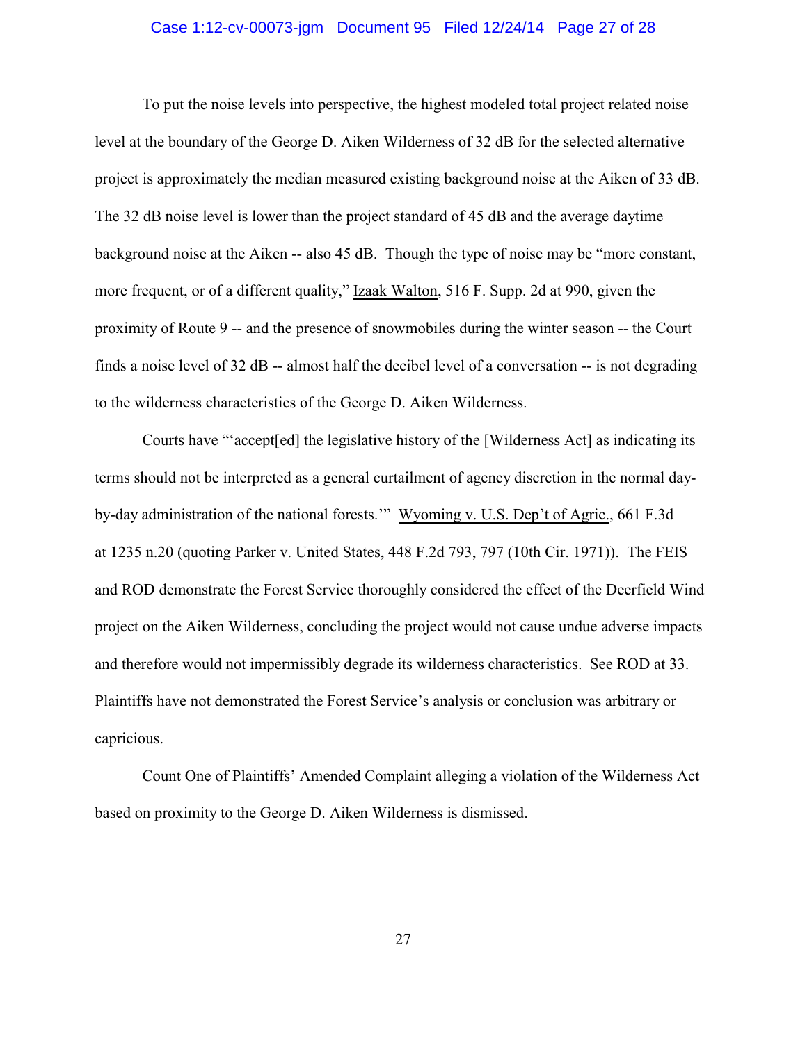To put the noise levels into perspective, the highest modeled total project related noise level at the boundary of the George D. Aiken Wilderness of 32 dB for the selected alternative project is approximately the median measured existing background noise at the Aiken of 33 dB. The 32 dB noise level is lower than the project standard of 45 dB and the average daytime background noise at the Aiken -- also 45 dB. Though the type of noise may be "more constant, more frequent, or of a different quality," Izaak Walton, 516 F. Supp. 2d at 990, given the proximity of Route 9 -- and the presence of snowmobiles during the winter season -- the Court finds a noise level of 32 dB -- almost half the decibel level of a conversation -- is not degrading to the wilderness characteristics of the George D. Aiken Wilderness.

Courts have "'accept[ed] the legislative history of the [Wilderness Act] as indicating its terms should not be interpreted as a general curtailment of agency discretion in the normal day-by-day administration of the national forests.'" Wyoming v. U.S. Dep't of Agric., 661 F.3d at 1235 n.20 (quoting Parker v. United States, 448 F.2d 793, 797 (10th Cir. 1971)). The FEIS and ROD demonstrate the Forest Service thoroughly considered the effect of the Deerfield Wind project on the Aiken Wilderness, concluding the project would not cause undue adverse impacts and therefore would not impermissibly degrade its wilderness characteristics. See ROD at 33. Plaintiffs have not demonstrated the Forest Service's analysis or conclusion was arbitrary or capricious.

Count One of Plaintiffs' Amended Complaint alleging a violation of the Wilderness Act based on proximity to the George D. Aiken Wilderness is dismissed.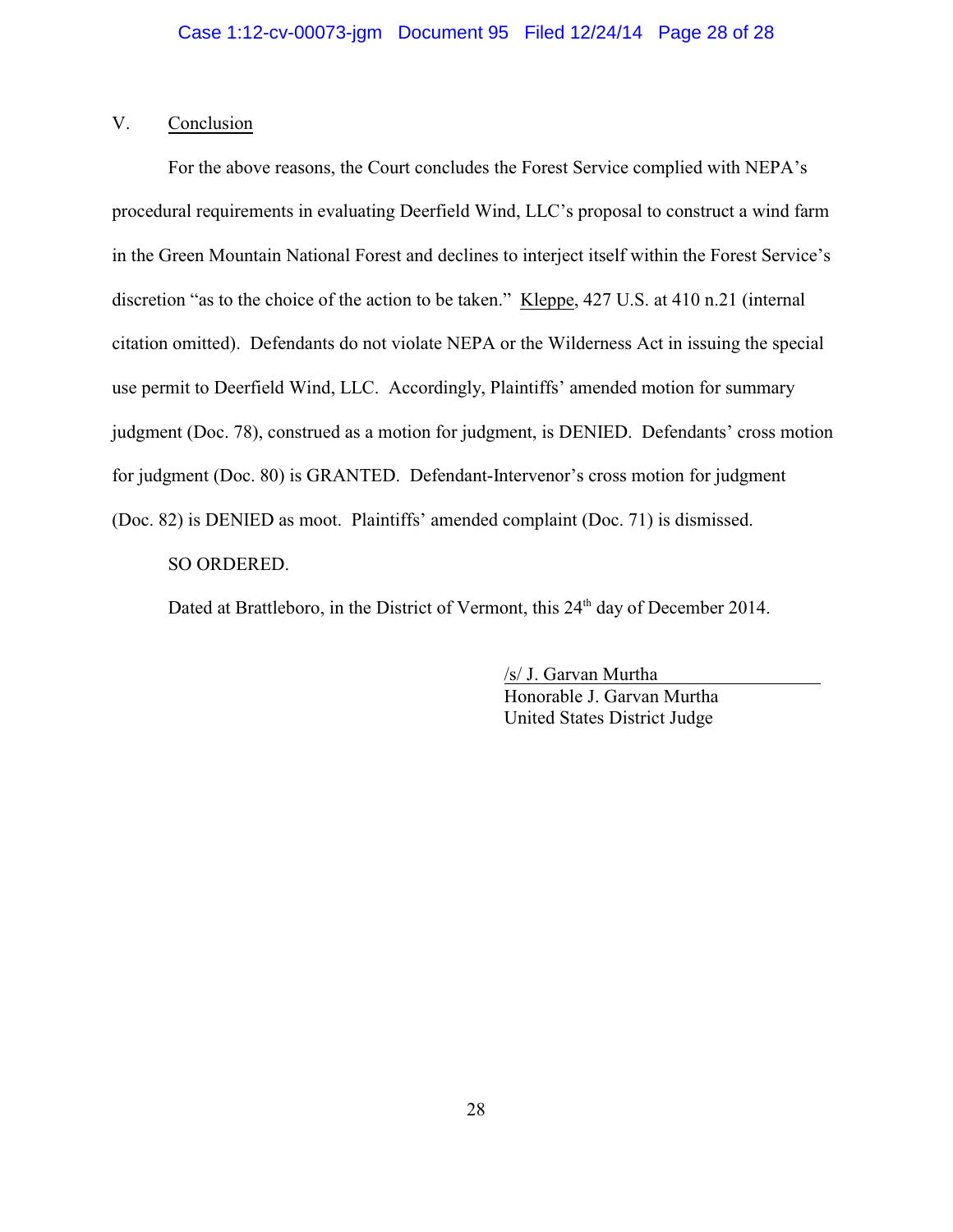## V. Conclusion

For the above reasons, the Court concludes the Forest Service complied with NEPA's procedural requirements in evaluating Deerfield Wind, LLC's proposal to construct a wind farm in the Green Mountain National Forest and declines to interject itself within the Forest Service's discretion "as to the choice of the action to be taken." Kleppe, 427 U.S. at 410 n.21 (internal citation omitted). Defendants do not violate NEPA or the Wilderness Act in issuing the special use permit to Deerfield Wind, LLC. Accordingly, Plaintiffs' amended motion for summary judgment (Doc. 78), construed as a motion for judgment, is DENIED. Defendants' cross motion for judgment (Doc. 80) is GRANTED. Defendant-Intervenor's cross motion for judgment (Doc. 82) is DENIED as moot. Plaintiffs' amended complaint (Doc. 71) is dismissed.

SO ORDERED.

Dated at Brattleboro, in the District of Vermont, this 24th day of December 2014.

/s/ J. Garvan Murtha
Honorable J. Garvan Murtha
United States District Judge